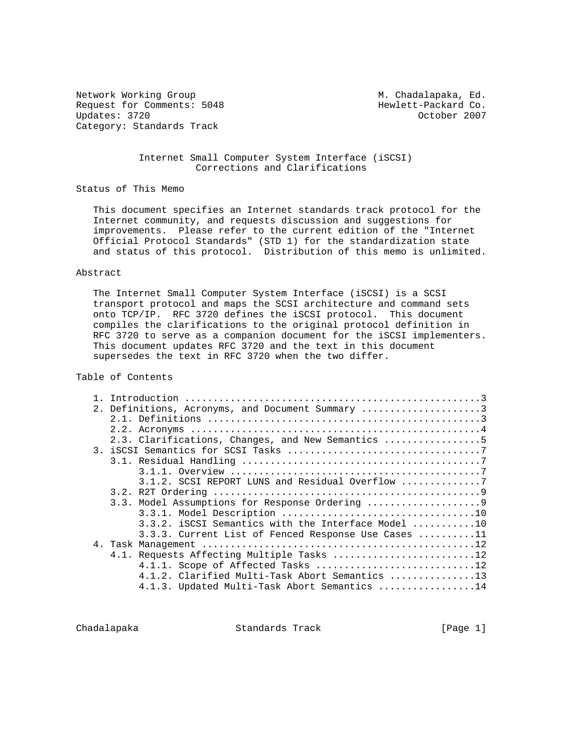Network Working Group M. Chadalapaka, Ed.
Request for Comments: 5048 Hewlett-Packard Co.
Updates: 3720 October 2007
Category: Standards Track

# Internet Small Computer System Interface (iSCSI) Corrections and Clarifications

## Status of This Memo

This document specifies an Internet standards track protocol for the Internet community, and requests discussion and suggestions for improvements. Please refer to the current edition of the "Internet Official Protocol Standards" (STD 1) for the standardization state and status of this protocol. Distribution of this memo is unlimited.

## Abstract

The Internet Small Computer System Interface (iSCSI) is a SCSI transport protocol and maps the SCSI architecture and command sets onto TCP/IP. RFC 3720 defines the iSCSI protocol. This document compiles the clarifications to the original protocol definition in RFC 3720 to serve as a companion document for the iSCSI implementers. This document updates RFC 3720 and the text in this document supersedes the text in RFC 3720 when the two differ.

## Table of Contents

```
1. Introduction ....................................................3
2. Definitions, Acronyms, and Document Summary .....................3
   2.1. Definitions ................................................3
   2.2. Acronyms ...................................................4
   2.3. Clarifications, Changes, and New Semantics .................5
3. iSCSI Semantics for SCSI Tasks ..................................7
   3.1. Residual Handling ..........................................7
        3.1.1. Overview ............................................7
        3.1.2. SCSI REPORT LUNS and Residual Overflow ..............7
   3.2. R2T Ordering ...............................................9
   3.3. Model Assumptions for Response Ordering ....................9
        3.3.1. Model Description ..................................10
        3.3.2. iSCSI Semantics with the Interface Model ...........10
        3.3.3. Current List of Fenced Response Use Cases ..........11
4. Task Management ................................................12
   4.1. Requests Affecting Multiple Tasks .........................12
        4.1.1. Scope of Affected Tasks ............................12
        4.1.2. Clarified Multi-Task Abort Semantics ...............13
        4.1.3. Updated Multi-Task Abort Semantics .................14
```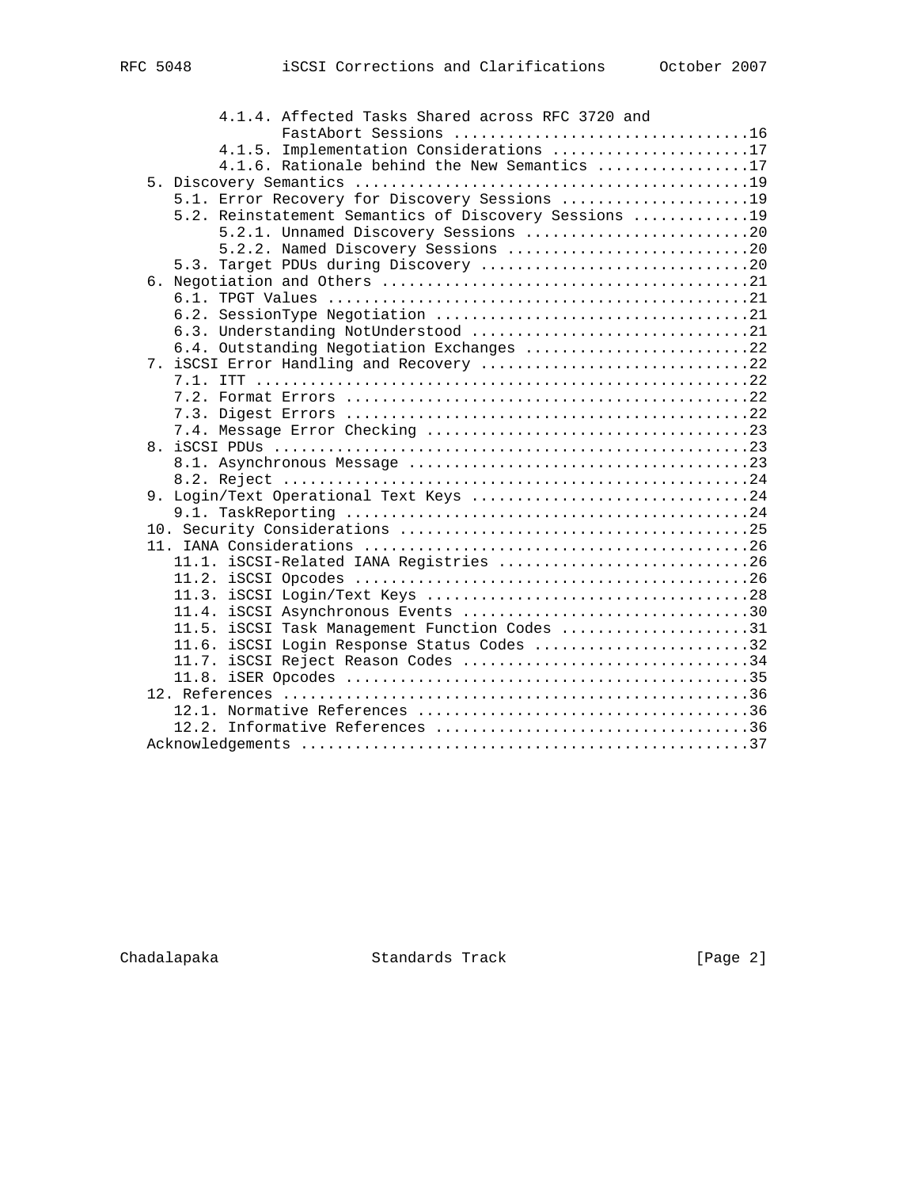4.1.4. Affected Tasks Shared across RFC 3720 and FastAbort Sessions ................................16
4.1.5. Implementation Considerations ......................17
4.1.6. Rationale behind the New Semantics .................17
5. Discovery Semantics ...........................................19
5.1. Error Recovery for Discovery Sessions .....................19
5.2. Reinstatement Semantics of Discovery Sessions .............19
5.2.1. Unnamed Discovery Sessions .........................20
5.2.2. Named Discovery Sessions ...........................20
5.3. Target PDUs during Discovery ..............................20
6. Negotiation and Others ........................................21
6.1. TPGT Values ...............................................21
6.2. SessionType Negotiation ...................................21
6.3. Understanding NotUnderstood ...............................21
6.4. Outstanding Negotiation Exchanges .........................22
7. iSCSI Error Handling and Recovery .............................22
7.1. ITT .......................................................22
7.2. Format Errors .............................................22
7.3. Digest Errors .............................................22
7.4. Message Error Checking ....................................23
8. iSCSI PDUs ....................................................23
8.1. Asynchronous Message ......................................23
8.2. Reject ....................................................24
9. Login/Text Operational Text Keys ..............................24
9.1. TaskReporting .............................................24
10. Security Considerations ......................................25
11. IANA Considerations ..........................................26
11.1. iSCSI-Related IANA Registries ............................26
11.2. iSCSI Opcodes ............................................26
11.3. iSCSI Login/Text Keys ....................................28
11.4. iSCSI Asynchronous Events ................................30
11.5. iSCSI Task Management Function Codes .....................31
11.6. iSCSI Login Response Status Codes ........................32
11.7. iSCSI Reject Reason Codes ................................34
11.8. iSER Opcodes .............................................35
12. References ...................................................36
12.1. Normative References .....................................36
12.2. Informative References ...................................36
Acknowledgements .................................................37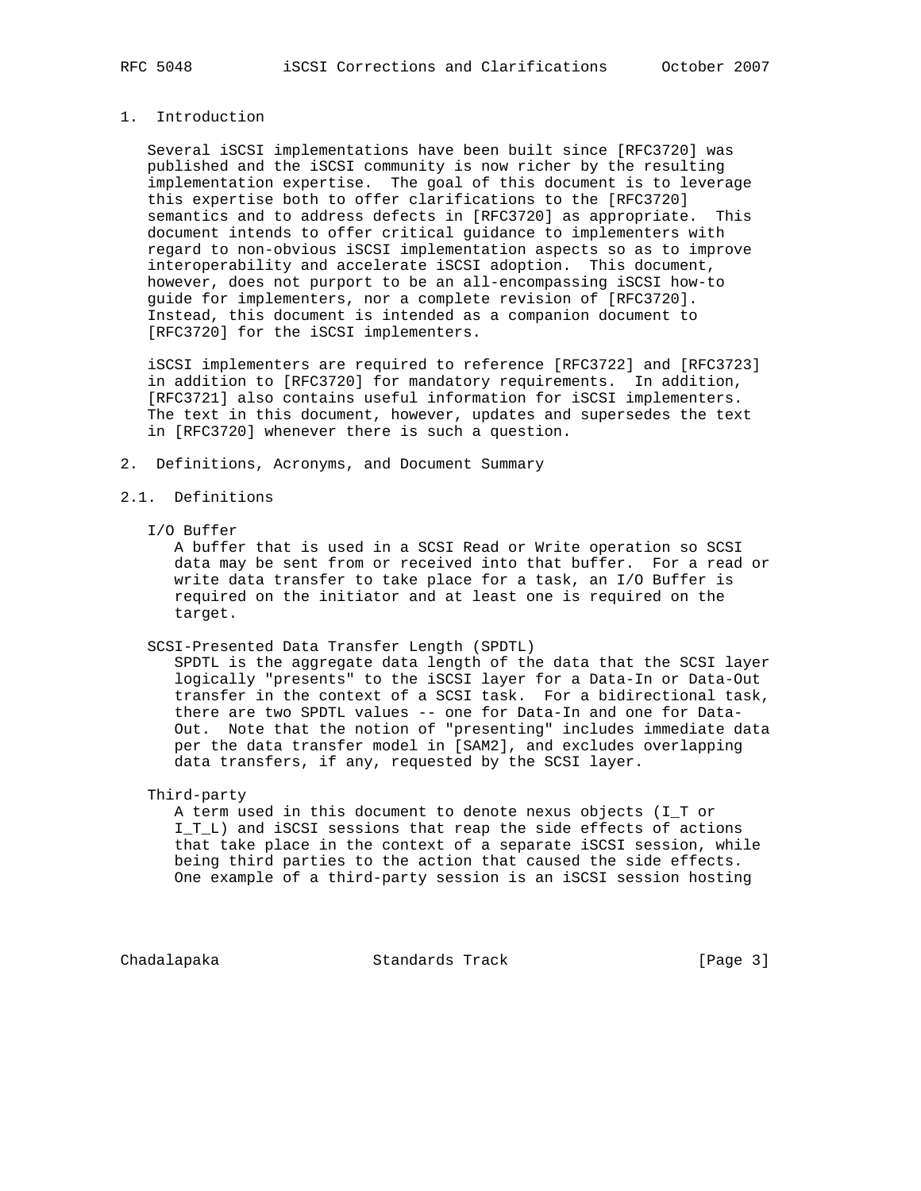# 1. Introduction

Several iSCSI implementations have been built since [RFC3720] was published and the iSCSI community is now richer by the resulting implementation expertise. The goal of this document is to leverage this expertise both to offer clarifications to the [RFC3720] semantics and to address defects in [RFC3720] as appropriate. This document intends to offer critical guidance to implementers with regard to non-obvious iSCSI implementation aspects so as to improve interoperability and accelerate iSCSI adoption. This document, however, does not purport to be an all-encompassing iSCSI how-to guide for implementers, nor a complete revision of [RFC3720]. Instead, this document is intended as a companion document to [RFC3720] for the iSCSI implementers.

iSCSI implementers are required to reference [RFC3722] and [RFC3723] in addition to [RFC3720] for mandatory requirements. In addition, [RFC3721] also contains useful information for iSCSI implementers. The text in this document, however, updates and supersedes the text in [RFC3720] whenever there is such a question.

# 2. Definitions, Acronyms, and Document Summary

## 2.1. Definitions

I/O Buffer
: A buffer that is used in a SCSI Read or Write operation so SCSI data may be sent from or received into that buffer. For a read or write data transfer to take place for a task, an I/O Buffer is required on the initiator and at least one is required on the target.

SCSI-Presented Data Transfer Length (SPDTL)
: SPDTL is the aggregate data length of the data that the SCSI layer logically "presents" to the iSCSI layer for a Data-In or Data-Out transfer in the context of a SCSI task. For a bidirectional task, there are two SPDTL values -- one for Data-In and one for Data-Out. Note that the notion of "presenting" includes immediate data per the data transfer model in [SAM2], and excludes overlapping data transfers, if any, requested by the SCSI layer.

Third-party
: A term used in this document to denote nexus objects (I_T or I_T_L) and iSCSI sessions that reap the side effects of actions that take place in the context of a separate iSCSI session, while being third parties to the action that caused the side effects. One example of a third-party session is an iSCSI session hosting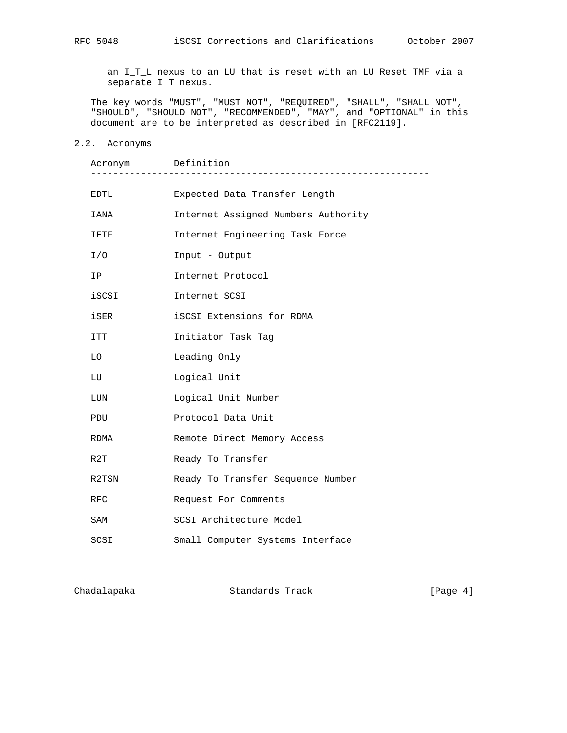an I_T_L nexus to an LU that is reset with an LU Reset TMF via a separate I_T nexus.

The key words "MUST", "MUST NOT", "REQUIRED", "SHALL", "SHALL NOT", "SHOULD", "SHOULD NOT", "RECOMMENDED", "MAY", and "OPTIONAL" in this document are to be interpreted as described in [RFC2119].

## 2.2. Acronyms

| Acronym | Definition |
|---|---|
| EDTL | Expected Data Transfer Length |
| IANA | Internet Assigned Numbers Authority |
| IETF | Internet Engineering Task Force |
| I/O | Input - Output |
| IP | Internet Protocol |
| iSCSI | Internet SCSI |
| iSER | iSCSI Extensions for RDMA |
| ITT | Initiator Task Tag |
| LO | Leading Only |
| LU | Logical Unit |
| LUN | Logical Unit Number |
| PDU | Protocol Data Unit |
| RDMA | Remote Direct Memory Access |
| R2T | Ready To Transfer |
| R2TSN | Ready To Transfer Sequence Number |
| RFC | Request For Comments |
| SAM | SCSI Architecture Model |
| SCSI | Small Computer Systems Interface |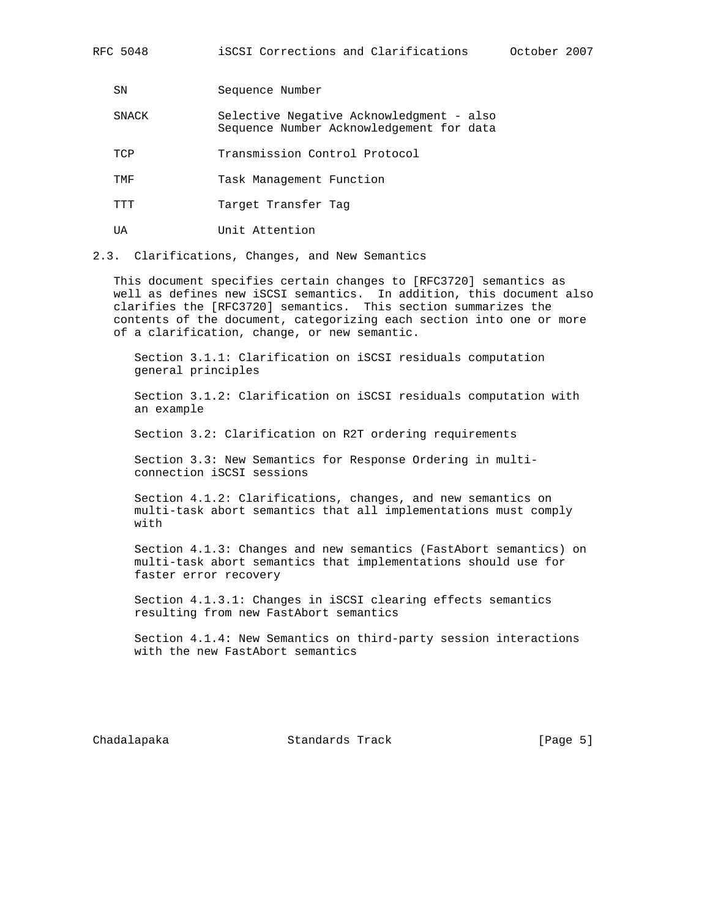| | |
|---|---|
| SN | Sequence Number |
| SNACK | Selective Negative Acknowledgment - also Sequence Number Acknowledgement for data |
| TCP | Transmission Control Protocol |
| TMF | Task Management Function |
| TTT | Target Transfer Tag |
| UA | Unit Attention |

## 2.3. Clarifications, Changes, and New Semantics

This document specifies certain changes to [RFC3720] semantics as well as defines new iSCSI semantics. In addition, this document also clarifies the [RFC3720] semantics. This section summarizes the contents of the document, categorizing each section into one or more of a clarification, change, or new semantic.

Section 3.1.1: Clarification on iSCSI residuals computation general principles

Section 3.1.2: Clarification on iSCSI residuals computation with an example

Section 3.2: Clarification on R2T ordering requirements

Section 3.3: New Semantics for Response Ordering in multi-connection iSCSI sessions

Section 4.1.2: Clarifications, changes, and new semantics on multi-task abort semantics that all implementations must comply with

Section 4.1.3: Changes and new semantics (FastAbort semantics) on multi-task abort semantics that implementations should use for faster error recovery

Section 4.1.3.1: Changes in iSCSI clearing effects semantics resulting from new FastAbort semantics

Section 4.1.4: New Semantics on third-party session interactions with the new FastAbort semantics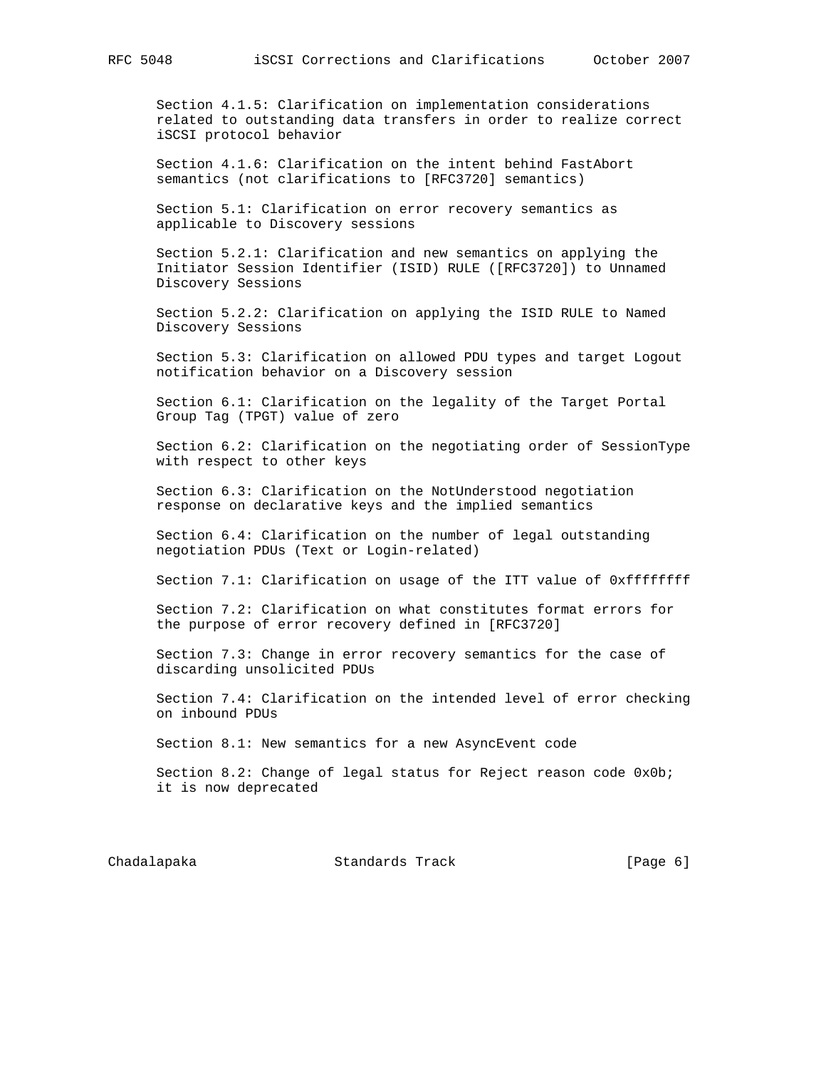Section 4.1.5: Clarification on implementation considerations related to outstanding data transfers in order to realize correct iSCSI protocol behavior

Section 4.1.6: Clarification on the intent behind FastAbort semantics (not clarifications to [RFC3720] semantics)

Section 5.1: Clarification on error recovery semantics as applicable to Discovery sessions

Section 5.2.1: Clarification and new semantics on applying the Initiator Session Identifier (ISID) RULE ([RFC3720]) to Unnamed Discovery Sessions

Section 5.2.2: Clarification on applying the ISID RULE to Named Discovery Sessions

Section 5.3: Clarification on allowed PDU types and target Logout notification behavior on a Discovery session

Section 6.1: Clarification on the legality of the Target Portal Group Tag (TPGT) value of zero

Section 6.2: Clarification on the negotiating order of SessionType with respect to other keys

Section 6.3: Clarification on the NotUnderstood negotiation response on declarative keys and the implied semantics

Section 6.4: Clarification on the number of legal outstanding negotiation PDUs (Text or Login-related)

Section 7.1: Clarification on usage of the ITT value of 0xffffffff

Section 7.2: Clarification on what constitutes format errors for the purpose of error recovery defined in [RFC3720]

Section 7.3: Change in error recovery semantics for the case of discarding unsolicited PDUs

Section 7.4: Clarification on the intended level of error checking on inbound PDUs

Section 8.1: New semantics for a new AsyncEvent code

Section 8.2: Change of legal status for Reject reason code 0x0b; it is now deprecated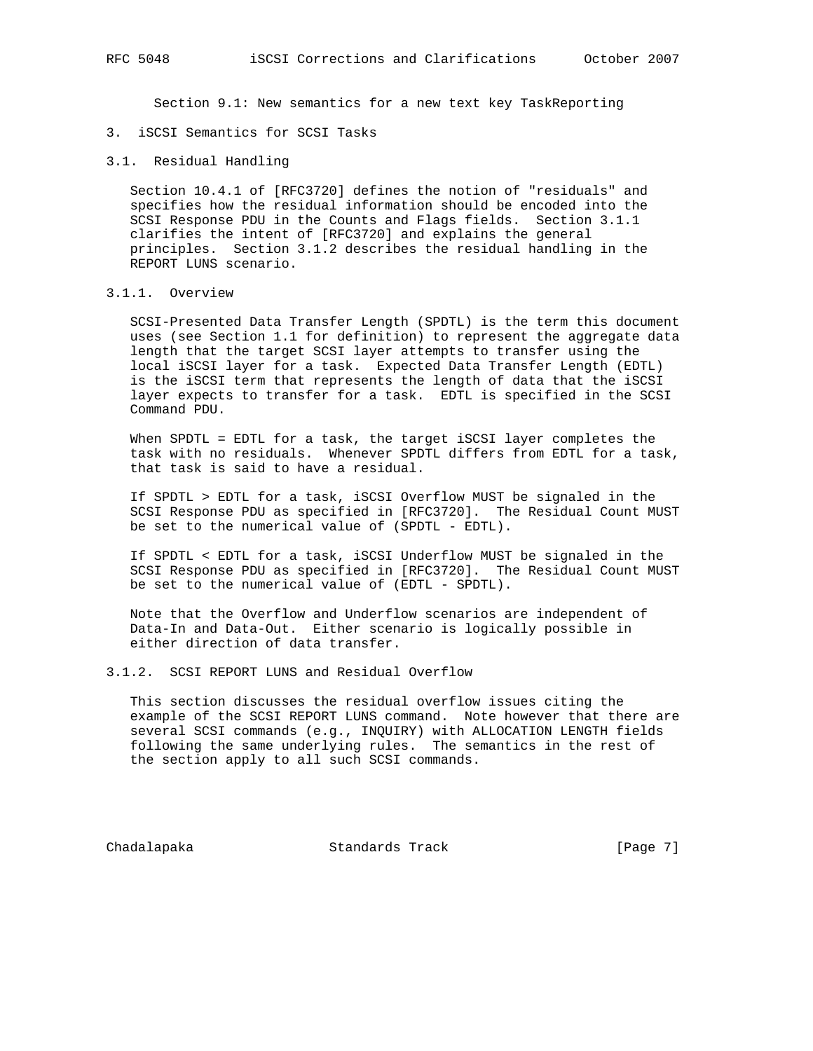Section 9.1: New semantics for a new text key TaskReporting

# 3. iSCSI Semantics for SCSI Tasks

## 3.1. Residual Handling

Section 10.4.1 of [RFC3720] defines the notion of "residuals" and specifies how the residual information should be encoded into the SCSI Response PDU in the Counts and Flags fields. Section 3.1.1 clarifies the intent of [RFC3720] and explains the general principles. Section 3.1.2 describes the residual handling in the REPORT LUNS scenario.

### 3.1.1. Overview

SCSI-Presented Data Transfer Length (SPDTL) is the term this document uses (see Section 1.1 for definition) to represent the aggregate data length that the target SCSI layer attempts to transfer using the local iSCSI layer for a task. Expected Data Transfer Length (EDTL) is the iSCSI term that represents the length of data that the iSCSI layer expects to transfer for a task. EDTL is specified in the SCSI Command PDU.

When SPDTL = EDTL for a task, the target iSCSI layer completes the task with no residuals. Whenever SPDTL differs from EDTL for a task, that task is said to have a residual.

If SPDTL > EDTL for a task, iSCSI Overflow MUST be signaled in the SCSI Response PDU as specified in [RFC3720]. The Residual Count MUST be set to the numerical value of (SPDTL - EDTL).

If SPDTL < EDTL for a task, iSCSI Underflow MUST be signaled in the SCSI Response PDU as specified in [RFC3720]. The Residual Count MUST be set to the numerical value of (EDTL - SPDTL).

Note that the Overflow and Underflow scenarios are independent of Data-In and Data-Out. Either scenario is logically possible in either direction of data transfer.

### 3.1.2. SCSI REPORT LUNS and Residual Overflow

This section discusses the residual overflow issues citing the example of the SCSI REPORT LUNS command. Note however that there are several SCSI commands (e.g., INQUIRY) with ALLOCATION LENGTH fields following the same underlying rules. The semantics in the rest of the section apply to all such SCSI commands.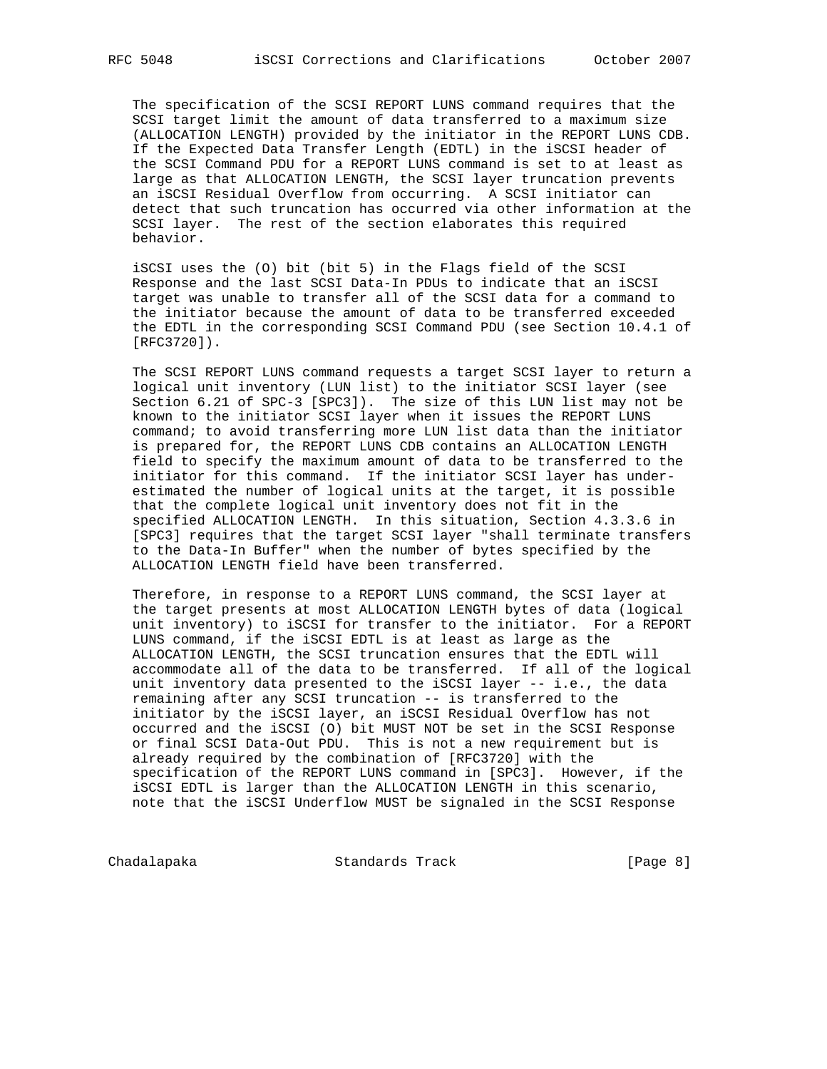The specification of the SCSI REPORT LUNS command requires that the SCSI target limit the amount of data transferred to a maximum size (ALLOCATION LENGTH) provided by the initiator in the REPORT LUNS CDB. If the Expected Data Transfer Length (EDTL) in the iSCSI header of the SCSI Command PDU for a REPORT LUNS command is set to at least as large as that ALLOCATION LENGTH, the SCSI layer truncation prevents an iSCSI Residual Overflow from occurring. A SCSI initiator can detect that such truncation has occurred via other information at the SCSI layer. The rest of the section elaborates this required behavior.

iSCSI uses the (O) bit (bit 5) in the Flags field of the SCSI Response and the last SCSI Data-In PDUs to indicate that an iSCSI target was unable to transfer all of the SCSI data for a command to the initiator because the amount of data to be transferred exceeded the EDTL in the corresponding SCSI Command PDU (see Section 10.4.1 of [RFC3720]).

The SCSI REPORT LUNS command requests a target SCSI layer to return a logical unit inventory (LUN list) to the initiator SCSI layer (see Section 6.21 of SPC-3 [SPC3]). The size of this LUN list may not be known to the initiator SCSI layer when it issues the REPORT LUNS command; to avoid transferring more LUN list data than the initiator is prepared for, the REPORT LUNS CDB contains an ALLOCATION LENGTH field to specify the maximum amount of data to be transferred to the initiator for this command. If the initiator SCSI layer has under-estimated the number of logical units at the target, it is possible that the complete logical unit inventory does not fit in the specified ALLOCATION LENGTH. In this situation, Section 4.3.3.6 in [SPC3] requires that the target SCSI layer "shall terminate transfers to the Data-In Buffer" when the number of bytes specified by the ALLOCATION LENGTH field have been transferred.

Therefore, in response to a REPORT LUNS command, the SCSI layer at the target presents at most ALLOCATION LENGTH bytes of data (logical unit inventory) to iSCSI for transfer to the initiator. For a REPORT LUNS command, if the iSCSI EDTL is at least as large as the ALLOCATION LENGTH, the SCSI truncation ensures that the EDTL will accommodate all of the data to be transferred. If all of the logical unit inventory data presented to the iSCSI layer -- i.e., the data remaining after any SCSI truncation -- is transferred to the initiator by the iSCSI layer, an iSCSI Residual Overflow has not occurred and the iSCSI (O) bit MUST NOT be set in the SCSI Response or final SCSI Data-Out PDU. This is not a new requirement but is already required by the combination of [RFC3720] with the specification of the REPORT LUNS command in [SPC3]. However, if the iSCSI EDTL is larger than the ALLOCATION LENGTH in this scenario, note that the iSCSI Underflow MUST be signaled in the SCSI Response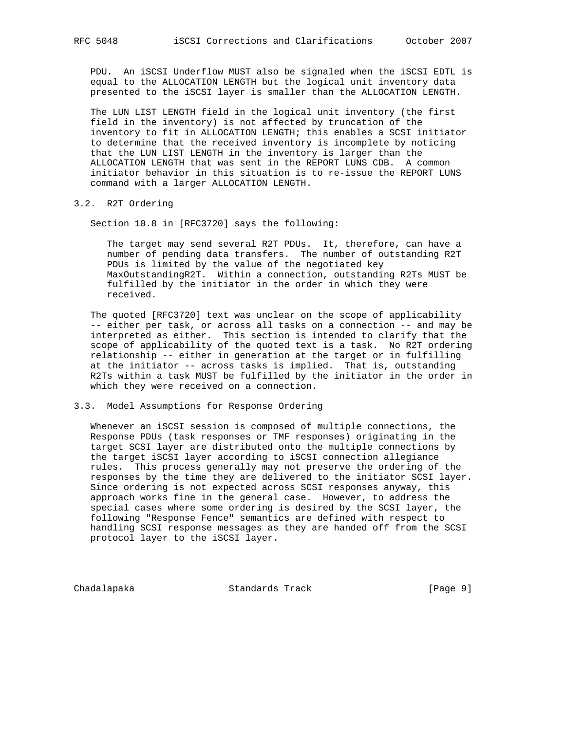PDU. An iSCSI Underflow MUST also be signaled when the iSCSI EDTL is equal to the ALLOCATION LENGTH but the logical unit inventory data presented to the iSCSI layer is smaller than the ALLOCATION LENGTH.

The LUN LIST LENGTH field in the logical unit inventory (the first field in the inventory) is not affected by truncation of the inventory to fit in ALLOCATION LENGTH; this enables a SCSI initiator to determine that the received inventory is incomplete by noticing that the LUN LIST LENGTH in the inventory is larger than the ALLOCATION LENGTH that was sent in the REPORT LUNS CDB. A common initiator behavior in this situation is to re-issue the REPORT LUNS command with a larger ALLOCATION LENGTH.

## 3.2. R2T Ordering

Section 10.8 in [RFC3720] says the following:

> The target may send several R2T PDUs. It, therefore, can have a number of pending data transfers. The number of outstanding R2T PDUs is limited by the value of the negotiated key MaxOutstandingR2T. Within a connection, outstanding R2Ts MUST be fulfilled by the initiator in the order in which they were received.

The quoted [RFC3720] text was unclear on the scope of applicability -- either per task, or across all tasks on a connection -- and may be interpreted as either. This section is intended to clarify that the scope of applicability of the quoted text is a task. No R2T ordering relationship -- either in generation at the target or in fulfilling at the initiator -- across tasks is implied. That is, outstanding R2Ts within a task MUST be fulfilled by the initiator in the order in which they were received on a connection.

## 3.3. Model Assumptions for Response Ordering

Whenever an iSCSI session is composed of multiple connections, the Response PDUs (task responses or TMF responses) originating in the target SCSI layer are distributed onto the multiple connections by the target iSCSI layer according to iSCSI connection allegiance rules. This process generally may not preserve the ordering of the responses by the time they are delivered to the initiator SCSI layer. Since ordering is not expected across SCSI responses anyway, this approach works fine in the general case. However, to address the special cases where some ordering is desired by the SCSI layer, the following "Response Fence" semantics are defined with respect to handling SCSI response messages as they are handed off from the SCSI protocol layer to the iSCSI layer.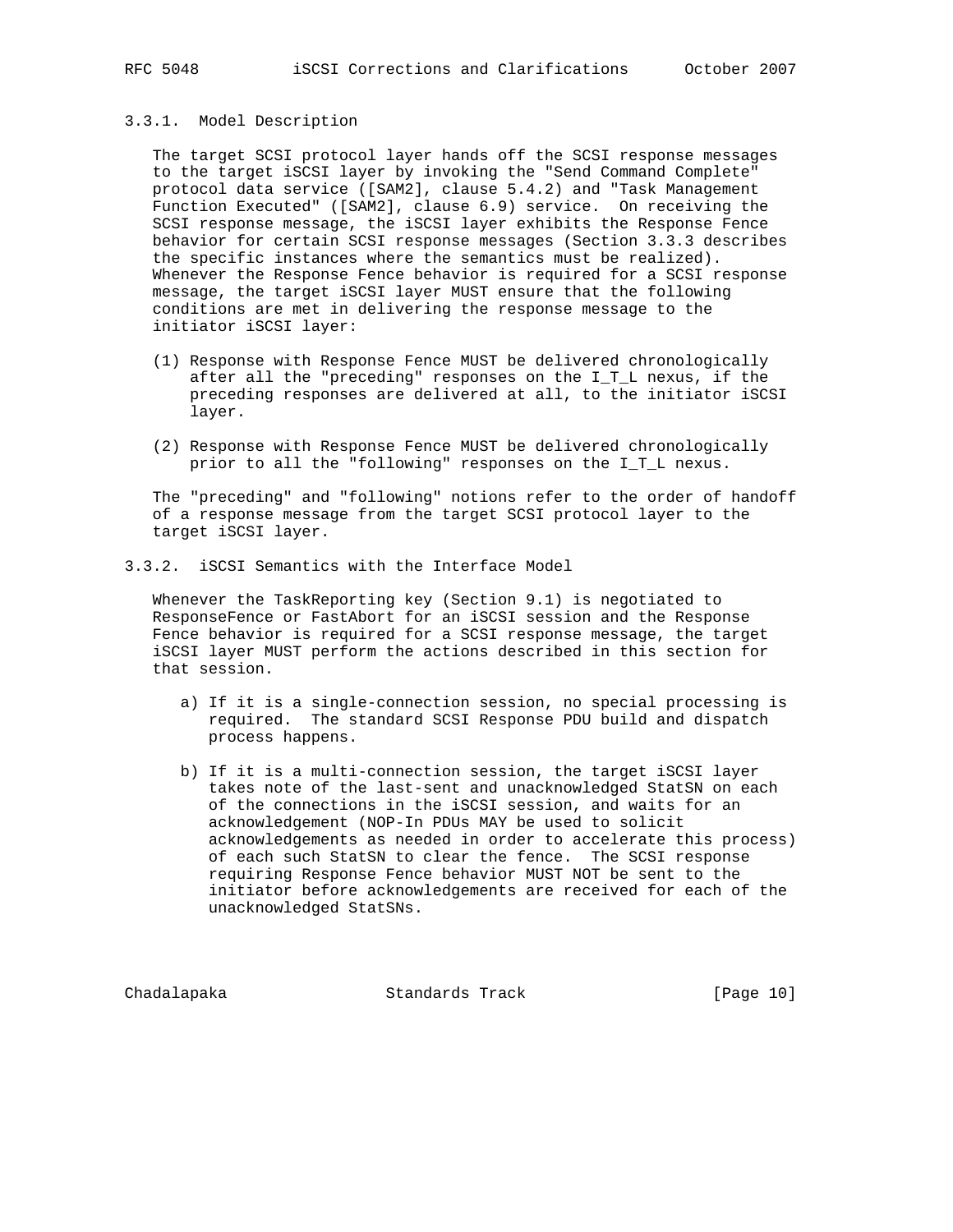### 3.3.1. Model Description

The target SCSI protocol layer hands off the SCSI response messages to the target iSCSI layer by invoking the "Send Command Complete" protocol data service ([SAM2], clause 5.4.2) and "Task Management Function Executed" ([SAM2], clause 6.9) service. On receiving the SCSI response message, the iSCSI layer exhibits the Response Fence behavior for certain SCSI response messages (Section 3.3.3 describes the specific instances where the semantics must be realized). Whenever the Response Fence behavior is required for a SCSI response message, the target iSCSI layer MUST ensure that the following conditions are met in delivering the response message to the initiator iSCSI layer:

(1) Response with Response Fence MUST be delivered chronologically after all the "preceding" responses on the I_T_L nexus, if the preceding responses are delivered at all, to the initiator iSCSI layer.

(2) Response with Response Fence MUST be delivered chronologically prior to all the "following" responses on the I_T_L nexus.

The "preceding" and "following" notions refer to the order of handoff of a response message from the target SCSI protocol layer to the target iSCSI layer.

### 3.3.2. iSCSI Semantics with the Interface Model

Whenever the TaskReporting key (Section 9.1) is negotiated to ResponseFence or FastAbort for an iSCSI session and the Response Fence behavior is required for a SCSI response message, the target iSCSI layer MUST perform the actions described in this section for that session.

a) If it is a single-connection session, no special processing is required. The standard SCSI Response PDU build and dispatch process happens.

b) If it is a multi-connection session, the target iSCSI layer takes note of the last-sent and unacknowledged StatSN on each of the connections in the iSCSI session, and waits for an acknowledgement (NOP-In PDUs MAY be used to solicit acknowledgements as needed in order to accelerate this process) of each such StatSN to clear the fence. The SCSI response requiring Response Fence behavior MUST NOT be sent to the initiator before acknowledgements are received for each of the unacknowledged StatSNs.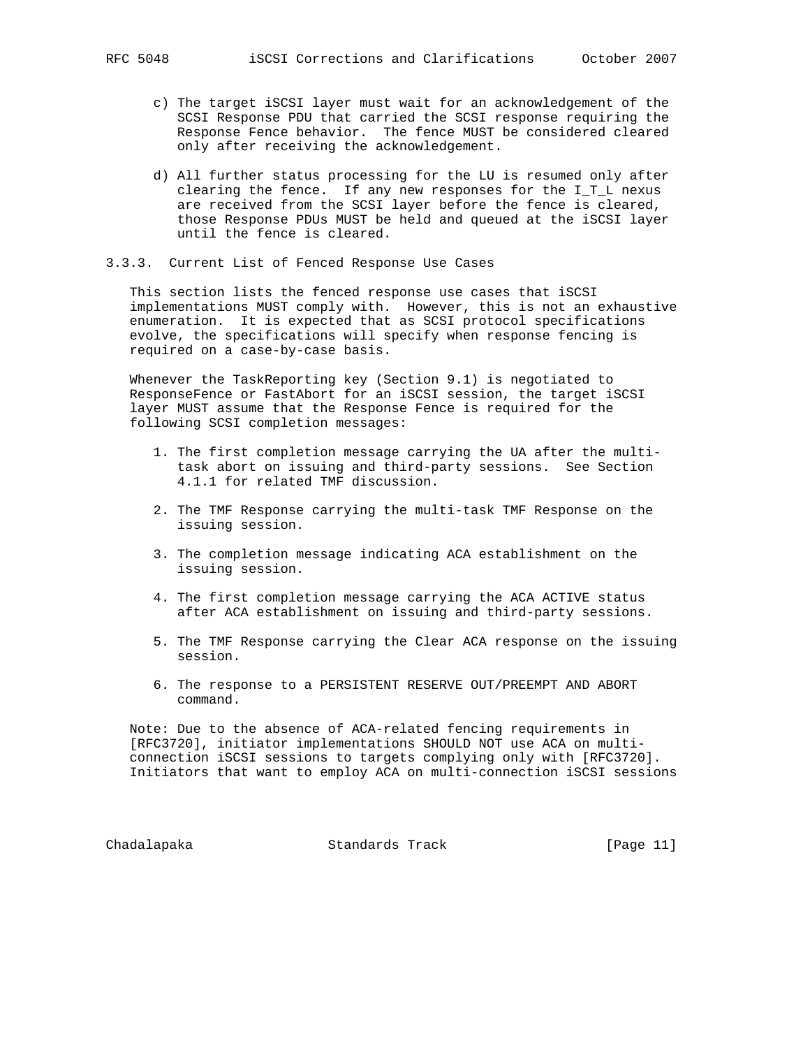c) The target iSCSI layer must wait for an acknowledgement of the SCSI Response PDU that carried the SCSI response requiring the Response Fence behavior. The fence MUST be considered cleared only after receiving the acknowledgement.

d) All further status processing for the LU is resumed only after clearing the fence. If any new responses for the I_T_L nexus are received from the SCSI layer before the fence is cleared, those Response PDUs MUST be held and queued at the iSCSI layer until the fence is cleared.

### 3.3.3. Current List of Fenced Response Use Cases

This section lists the fenced response use cases that iSCSI implementations MUST comply with. However, this is not an exhaustive enumeration. It is expected that as SCSI protocol specifications evolve, the specifications will specify when response fencing is required on a case-by-case basis.

Whenever the TaskReporting key (Section 9.1) is negotiated to ResponseFence or FastAbort for an iSCSI session, the target iSCSI layer MUST assume that the Response Fence is required for the following SCSI completion messages:

1. The first completion message carrying the UA after the multi-task abort on issuing and third-party sessions. See Section 4.1.1 for related TMF discussion.

2. The TMF Response carrying the multi-task TMF Response on the issuing session.

3. The completion message indicating ACA establishment on the issuing session.

4. The first completion message carrying the ACA ACTIVE status after ACA establishment on issuing and third-party sessions.

5. The TMF Response carrying the Clear ACA response on the issuing session.

6. The response to a PERSISTENT RESERVE OUT/PREEMPT AND ABORT command.

Note: Due to the absence of ACA-related fencing requirements in [RFC3720], initiator implementations SHOULD NOT use ACA on multi-connection iSCSI sessions to targets complying only with [RFC3720]. Initiators that want to employ ACA on multi-connection iSCSI sessions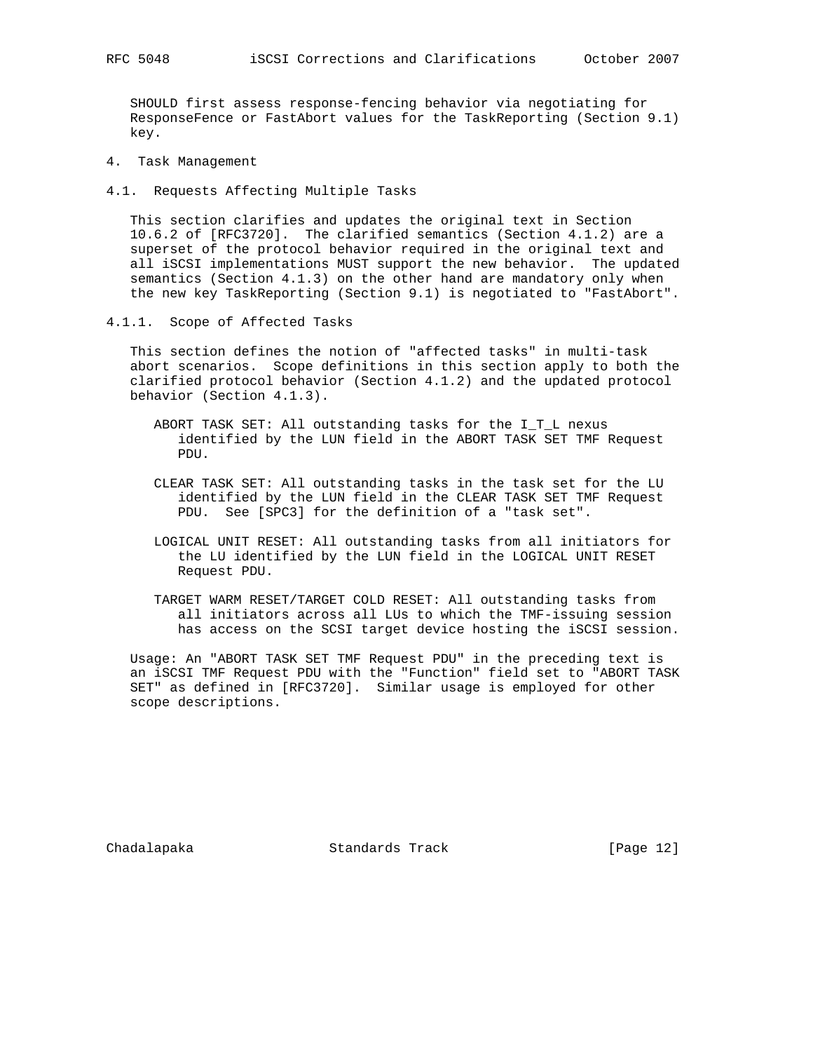SHOULD first assess response-fencing behavior via negotiating for ResponseFence or FastAbort values for the TaskReporting (Section 9.1) key.

# 4. Task Management

## 4.1. Requests Affecting Multiple Tasks

This section clarifies and updates the original text in Section 10.6.2 of [RFC3720]. The clarified semantics (Section 4.1.2) are a superset of the protocol behavior required in the original text and all iSCSI implementations MUST support the new behavior. The updated semantics (Section 4.1.3) on the other hand are mandatory only when the new key TaskReporting (Section 9.1) is negotiated to "FastAbort".

### 4.1.1. Scope of Affected Tasks

This section defines the notion of "affected tasks" in multi-task abort scenarios. Scope definitions in this section apply to both the clarified protocol behavior (Section 4.1.2) and the updated protocol behavior (Section 4.1.3).

ABORT TASK SET: All outstanding tasks for the I_T_L nexus identified by the LUN field in the ABORT TASK SET TMF Request PDU.

CLEAR TASK SET: All outstanding tasks in the task set for the LU identified by the LUN field in the CLEAR TASK SET TMF Request PDU. See [SPC3] for the definition of a "task set".

LOGICAL UNIT RESET: All outstanding tasks from all initiators for the LU identified by the LUN field in the LOGICAL UNIT RESET Request PDU.

TARGET WARM RESET/TARGET COLD RESET: All outstanding tasks from all initiators across all LUs to which the TMF-issuing session has access on the SCSI target device hosting the iSCSI session.

Usage: An "ABORT TASK SET TMF Request PDU" in the preceding text is an iSCSI TMF Request PDU with the "Function" field set to "ABORT TASK SET" as defined in [RFC3720]. Similar usage is employed for other scope descriptions.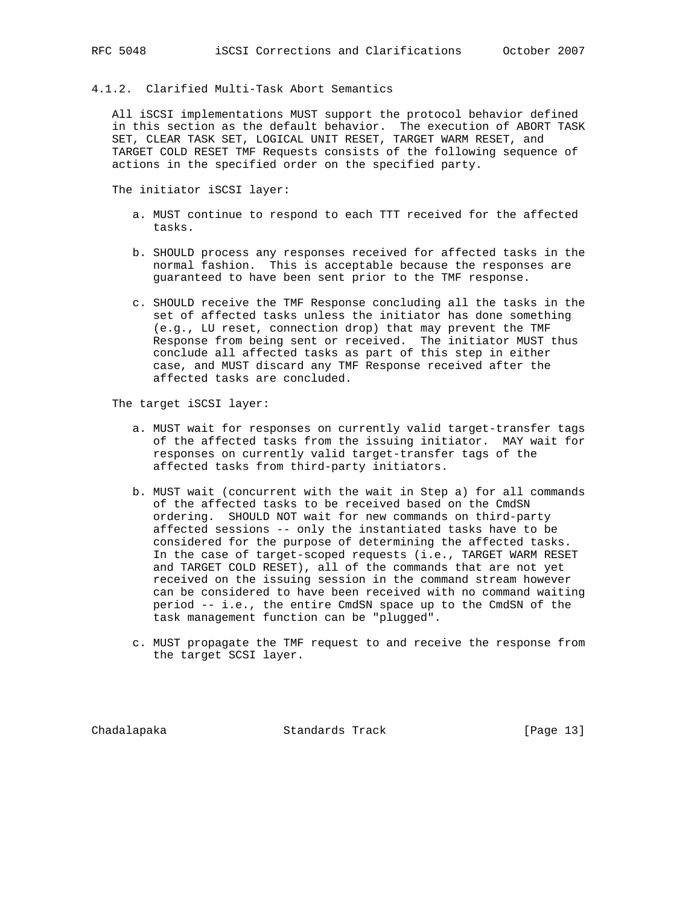#### 4.1.2. Clarified Multi-Task Abort Semantics

All iSCSI implementations MUST support the protocol behavior defined in this section as the default behavior. The execution of ABORT TASK SET, CLEAR TASK SET, LOGICAL UNIT RESET, TARGET WARM RESET, and TARGET COLD RESET TMF Requests consists of the following sequence of actions in the specified order on the specified party.

The initiator iSCSI layer:

a. MUST continue to respond to each TTT received for the affected tasks.

b. SHOULD process any responses received for affected tasks in the normal fashion. This is acceptable because the responses are guaranteed to have been sent prior to the TMF response.

c. SHOULD receive the TMF Response concluding all the tasks in the set of affected tasks unless the initiator has done something (e.g., LU reset, connection drop) that may prevent the TMF Response from being sent or received. The initiator MUST thus conclude all affected tasks as part of this step in either case, and MUST discard any TMF Response received after the affected tasks are concluded.

The target iSCSI layer:

a. MUST wait for responses on currently valid target-transfer tags of the affected tasks from the issuing initiator. MAY wait for responses on currently valid target-transfer tags of the affected tasks from third-party initiators.

b. MUST wait (concurrent with the wait in Step a) for all commands of the affected tasks to be received based on the CmdSN ordering. SHOULD NOT wait for new commands on third-party affected sessions -- only the instantiated tasks have to be considered for the purpose of determining the affected tasks. In the case of target-scoped requests (i.e., TARGET WARM RESET and TARGET COLD RESET), all of the commands that are not yet received on the issuing session in the command stream however can be considered to have been received with no command waiting period -- i.e., the entire CmdSN space up to the CmdSN of the task management function can be "plugged".

c. MUST propagate the TMF request to and receive the response from the target SCSI layer.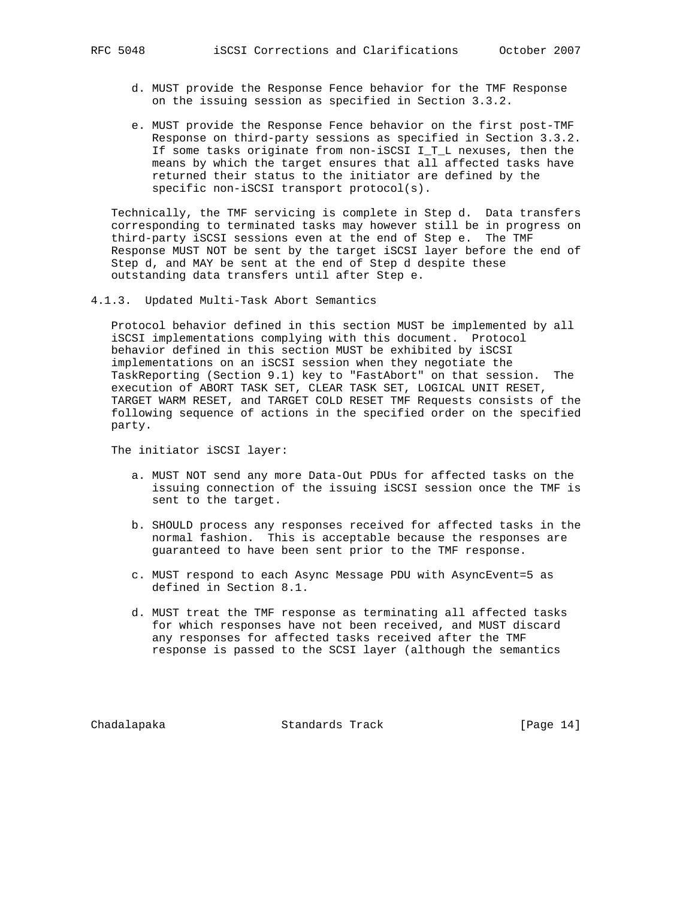d. MUST provide the Response Fence behavior for the TMF Response on the issuing session as specified in Section 3.3.2.

e. MUST provide the Response Fence behavior on the first post-TMF Response on third-party sessions as specified in Section 3.3.2. If some tasks originate from non-iSCSI I_T_L nexuses, then the means by which the target ensures that all affected tasks have returned their status to the initiator are defined by the specific non-iSCSI transport protocol(s).

Technically, the TMF servicing is complete in Step d. Data transfers corresponding to terminated tasks may however still be in progress on third-party iSCSI sessions even at the end of Step e. The TMF Response MUST NOT be sent by the target iSCSI layer before the end of Step d, and MAY be sent at the end of Step d despite these outstanding data transfers until after Step e.

### 4.1.3. Updated Multi-Task Abort Semantics

Protocol behavior defined in this section MUST be implemented by all iSCSI implementations complying with this document. Protocol behavior defined in this section MUST be exhibited by iSCSI implementations on an iSCSI session when they negotiate the TaskReporting (Section 9.1) key to "FastAbort" on that session. The execution of ABORT TASK SET, CLEAR TASK SET, LOGICAL UNIT RESET, TARGET WARM RESET, and TARGET COLD RESET TMF Requests consists of the following sequence of actions in the specified order on the specified party.

The initiator iSCSI layer:

a. MUST NOT send any more Data-Out PDUs for affected tasks on the issuing connection of the issuing iSCSI session once the TMF is sent to the target.

b. SHOULD process any responses received for affected tasks in the normal fashion. This is acceptable because the responses are guaranteed to have been sent prior to the TMF response.

c. MUST respond to each Async Message PDU with AsyncEvent=5 as defined in Section 8.1.

d. MUST treat the TMF response as terminating all affected tasks for which responses have not been received, and MUST discard any responses for affected tasks received after the TMF response is passed to the SCSI layer (although the semantics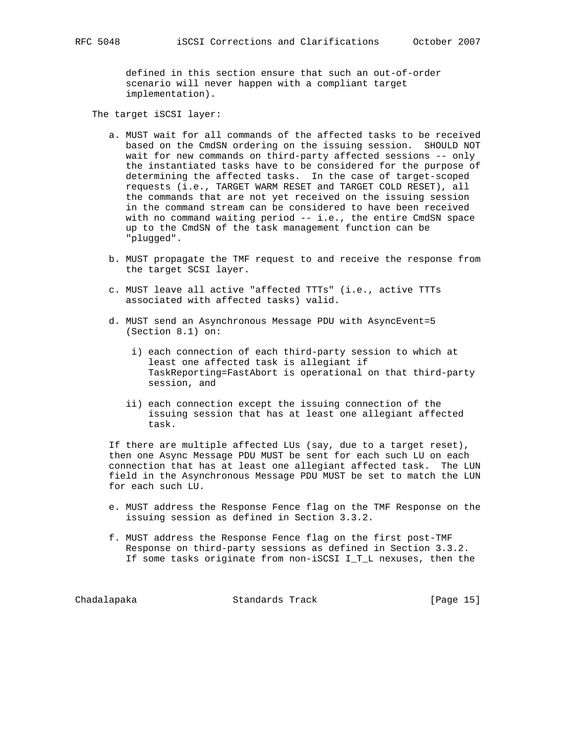defined in this section ensure that such an out-of-order scenario will never happen with a compliant target implementation).

The target iSCSI layer:

a. MUST wait for all commands of the affected tasks to be received based on the CmdSN ordering on the issuing session. SHOULD NOT wait for new commands on third-party affected sessions -- only the instantiated tasks have to be considered for the purpose of determining the affected tasks. In the case of target-scoped requests (i.e., TARGET WARM RESET and TARGET COLD RESET), all the commands that are not yet received on the issuing session in the command stream can be considered to have been received with no command waiting period -- i.e., the entire CmdSN space up to the CmdSN of the task management function can be "plugged".

b. MUST propagate the TMF request to and receive the response from the target SCSI layer.

c. MUST leave all active "affected TTTs" (i.e., active TTTs associated with affected tasks) valid.

d. MUST send an Asynchronous Message PDU with AsyncEvent=5 (Section 8.1) on:

   i) each connection of each third-party session to which at least one affected task is allegiant if TaskReporting=FastAbort is operational on that third-party session, and

   ii) each connection except the issuing connection of the issuing session that has at least one allegiant affected task.

If there are multiple affected LUs (say, due to a target reset), then one Async Message PDU MUST be sent for each such LU on each connection that has at least one allegiant affected task. The LUN field in the Asynchronous Message PDU MUST be set to match the LUN for each such LU.

e. MUST address the Response Fence flag on the TMF Response on the issuing session as defined in Section 3.3.2.

f. MUST address the Response Fence flag on the first post-TMF Response on third-party sessions as defined in Section 3.3.2. If some tasks originate from non-iSCSI I_T_L nexuses, then the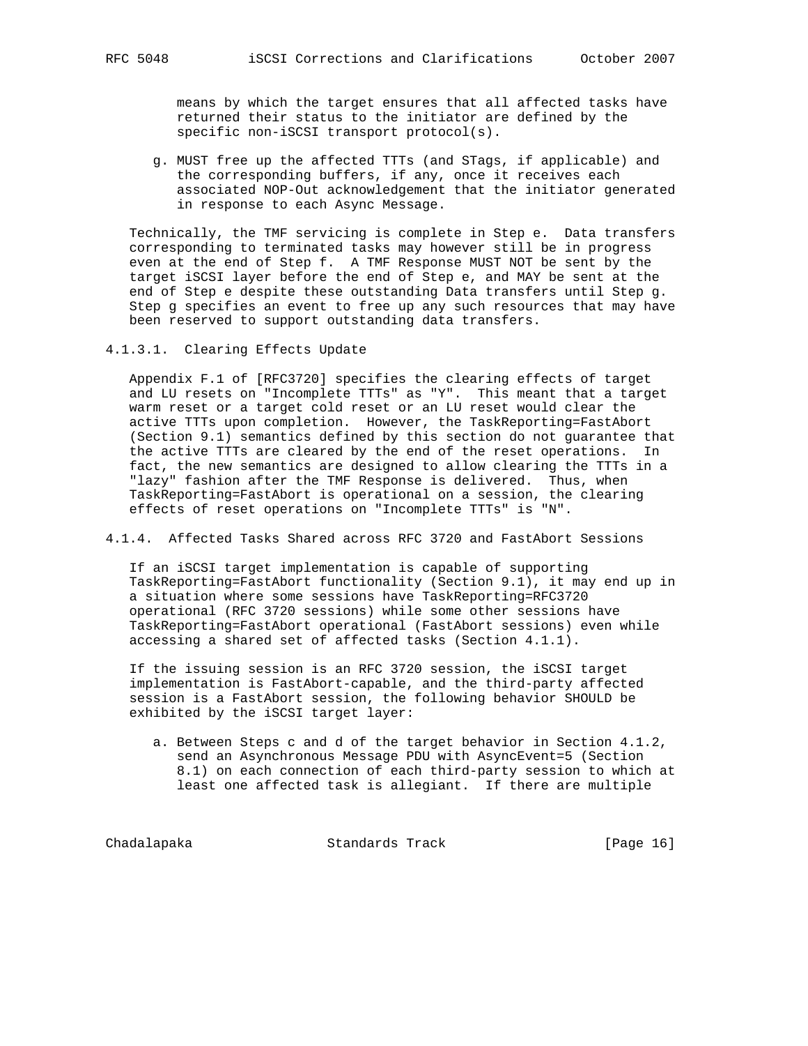means by which the target ensures that all affected tasks have returned their status to the initiator are defined by the specific non-iSCSI transport protocol(s).

g. MUST free up the affected TTTs (and STags, if applicable) and the corresponding buffers, if any, once it receives each associated NOP-Out acknowledgement that the initiator generated in response to each Async Message.

Technically, the TMF servicing is complete in Step e. Data transfers corresponding to terminated tasks may however still be in progress even at the end of Step f. A TMF Response MUST NOT be sent by the target iSCSI layer before the end of Step e, and MAY be sent at the end of Step e despite these outstanding Data transfers until Step g. Step g specifies an event to free up any such resources that may have been reserved to support outstanding data transfers.

#### 4.1.3.1. Clearing Effects Update

Appendix F.1 of [RFC3720] specifies the clearing effects of target and LU resets on "Incomplete TTTs" as "Y". This meant that a target warm reset or a target cold reset or an LU reset would clear the active TTTs upon completion. However, the TaskReporting=FastAbort (Section 9.1) semantics defined by this section do not guarantee that the active TTTs are cleared by the end of the reset operations. In fact, the new semantics are designed to allow clearing the TTTs in a "lazy" fashion after the TMF Response is delivered. Thus, when TaskReporting=FastAbort is operational on a session, the clearing effects of reset operations on "Incomplete TTTs" is "N".

### 4.1.4. Affected Tasks Shared across RFC 3720 and FastAbort Sessions

If an iSCSI target implementation is capable of supporting TaskReporting=FastAbort functionality (Section 9.1), it may end up in a situation where some sessions have TaskReporting=RFC3720 operational (RFC 3720 sessions) while some other sessions have TaskReporting=FastAbort operational (FastAbort sessions) even while accessing a shared set of affected tasks (Section 4.1.1).

If the issuing session is an RFC 3720 session, the iSCSI target implementation is FastAbort-capable, and the third-party affected session is a FastAbort session, the following behavior SHOULD be exhibited by the iSCSI target layer:

a. Between Steps c and d of the target behavior in Section 4.1.2, send an Asynchronous Message PDU with AsyncEvent=5 (Section 8.1) on each connection of each third-party session to which at least one affected task is allegiant. If there are multiple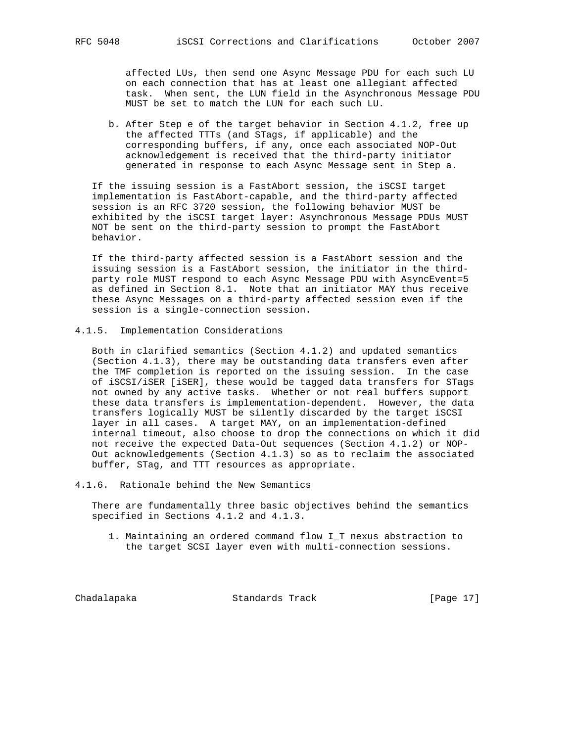affected LUs, then send one Async Message PDU for each such LU on each connection that has at least one allegiant affected task. When sent, the LUN field in the Asynchronous Message PDU MUST be set to match the LUN for each such LU.

b. After Step e of the target behavior in Section 4.1.2, free up the affected TTTs (and STags, if applicable) and the corresponding buffers, if any, once each associated NOP-Out acknowledgement is received that the third-party initiator generated in response to each Async Message sent in Step a.

If the issuing session is a FastAbort session, the iSCSI target implementation is FastAbort-capable, and the third-party affected session is an RFC 3720 session, the following behavior MUST be exhibited by the iSCSI target layer: Asynchronous Message PDUs MUST NOT be sent on the third-party session to prompt the FastAbort behavior.

If the third-party affected session is a FastAbort session and the issuing session is a FastAbort session, the initiator in the third-party role MUST respond to each Async Message PDU with AsyncEvent=5 as defined in Section 8.1. Note that an initiator MAY thus receive these Async Messages on a third-party affected session even if the session is a single-connection session.

### 4.1.5. Implementation Considerations

Both in clarified semantics (Section 4.1.2) and updated semantics (Section 4.1.3), there may be outstanding data transfers even after the TMF completion is reported on the issuing session. In the case of iSCSI/iSER [iSER], these would be tagged data transfers for STags not owned by any active tasks. Whether or not real buffers support these data transfers is implementation-dependent. However, the data transfers logically MUST be silently discarded by the target iSCSI layer in all cases. A target MAY, on an implementation-defined internal timeout, also choose to drop the connections on which it did not receive the expected Data-Out sequences (Section 4.1.2) or NOP-Out acknowledgements (Section 4.1.3) so as to reclaim the associated buffer, STag, and TTT resources as appropriate.

### 4.1.6. Rationale behind the New Semantics

There are fundamentally three basic objectives behind the semantics specified in Sections 4.1.2 and 4.1.3.

1. Maintaining an ordered command flow I_T nexus abstraction to the target SCSI layer even with multi-connection sessions.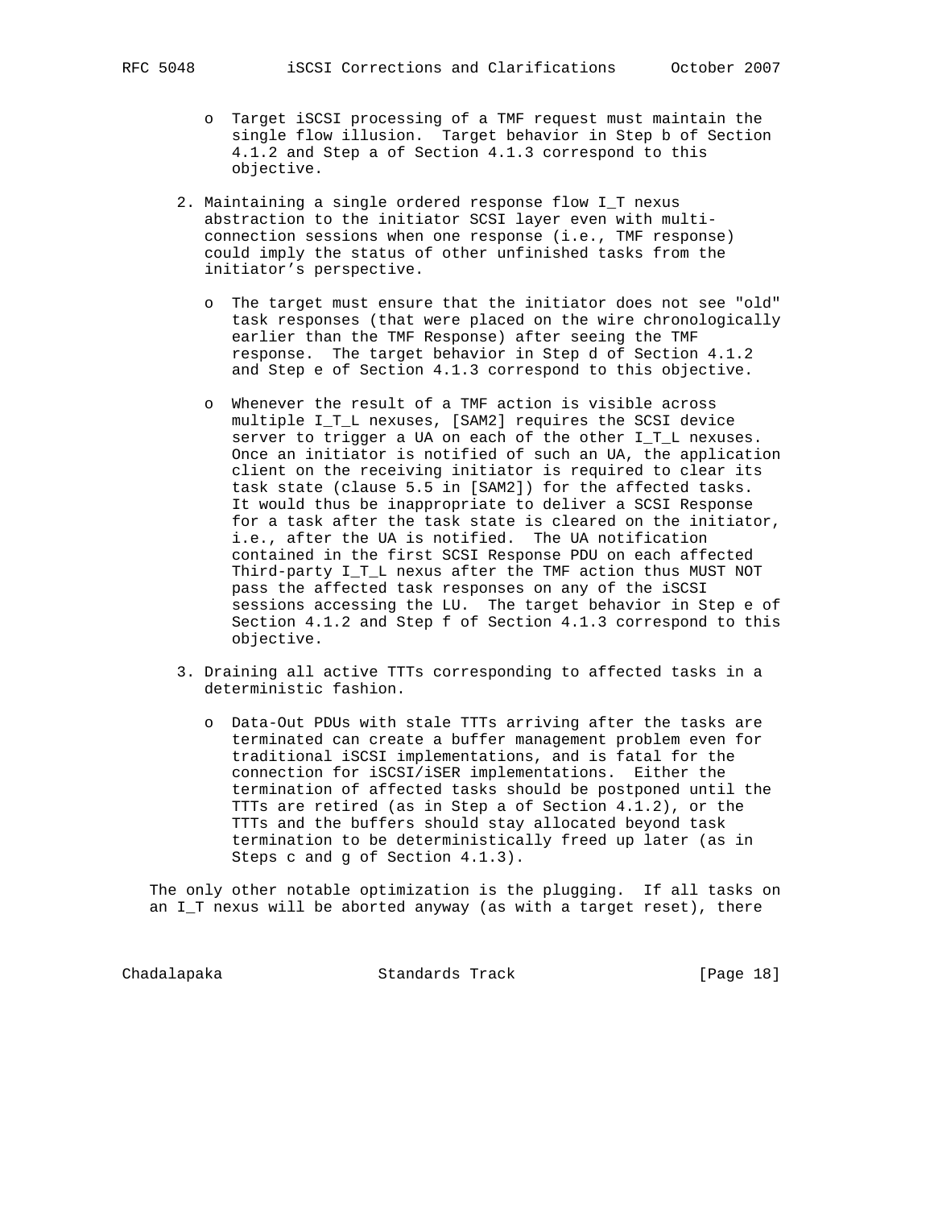- Target iSCSI processing of a TMF request must maintain the single flow illusion. Target behavior in Step b of Section 4.1.2 and Step a of Section 4.1.3 correspond to this objective.

2. Maintaining a single ordered response flow I_T nexus abstraction to the initiator SCSI layer even with multi-connection sessions when one response (i.e., TMF response) could imply the status of other unfinished tasks from the initiator's perspective.

   - The target must ensure that the initiator does not see "old" task responses (that were placed on the wire chronologically earlier than the TMF Response) after seeing the TMF response. The target behavior in Step d of Section 4.1.2 and Step e of Section 4.1.3 correspond to this objective.

   - Whenever the result of a TMF action is visible across multiple I_T_L nexuses, [SAM2] requires the SCSI device server to trigger a UA on each of the other I_T_L nexuses. Once an initiator is notified of such an UA, the application client on the receiving initiator is required to clear its task state (clause 5.5 in [SAM2]) for the affected tasks. It would thus be inappropriate to deliver a SCSI Response for a task after the task state is cleared on the initiator, i.e., after the UA is notified. The UA notification contained in the first SCSI Response PDU on each affected Third-party I_T_L nexus after the TMF action thus MUST NOT pass the affected task responses on any of the iSCSI sessions accessing the LU. The target behavior in Step e of Section 4.1.2 and Step f of Section 4.1.3 correspond to this objective.

3. Draining all active TTTs corresponding to affected tasks in a deterministic fashion.

   - Data-Out PDUs with stale TTTs arriving after the tasks are terminated can create a buffer management problem even for traditional iSCSI implementations, and is fatal for the connection for iSCSI/iSER implementations. Either the termination of affected tasks should be postponed until the TTTs are retired (as in Step a of Section 4.1.2), or the TTTs and the buffers should stay allocated beyond task termination to be deterministically freed up later (as in Steps c and g of Section 4.1.3).

The only other notable optimization is the plugging. If all tasks on an I_T nexus will be aborted anyway (as with a target reset), there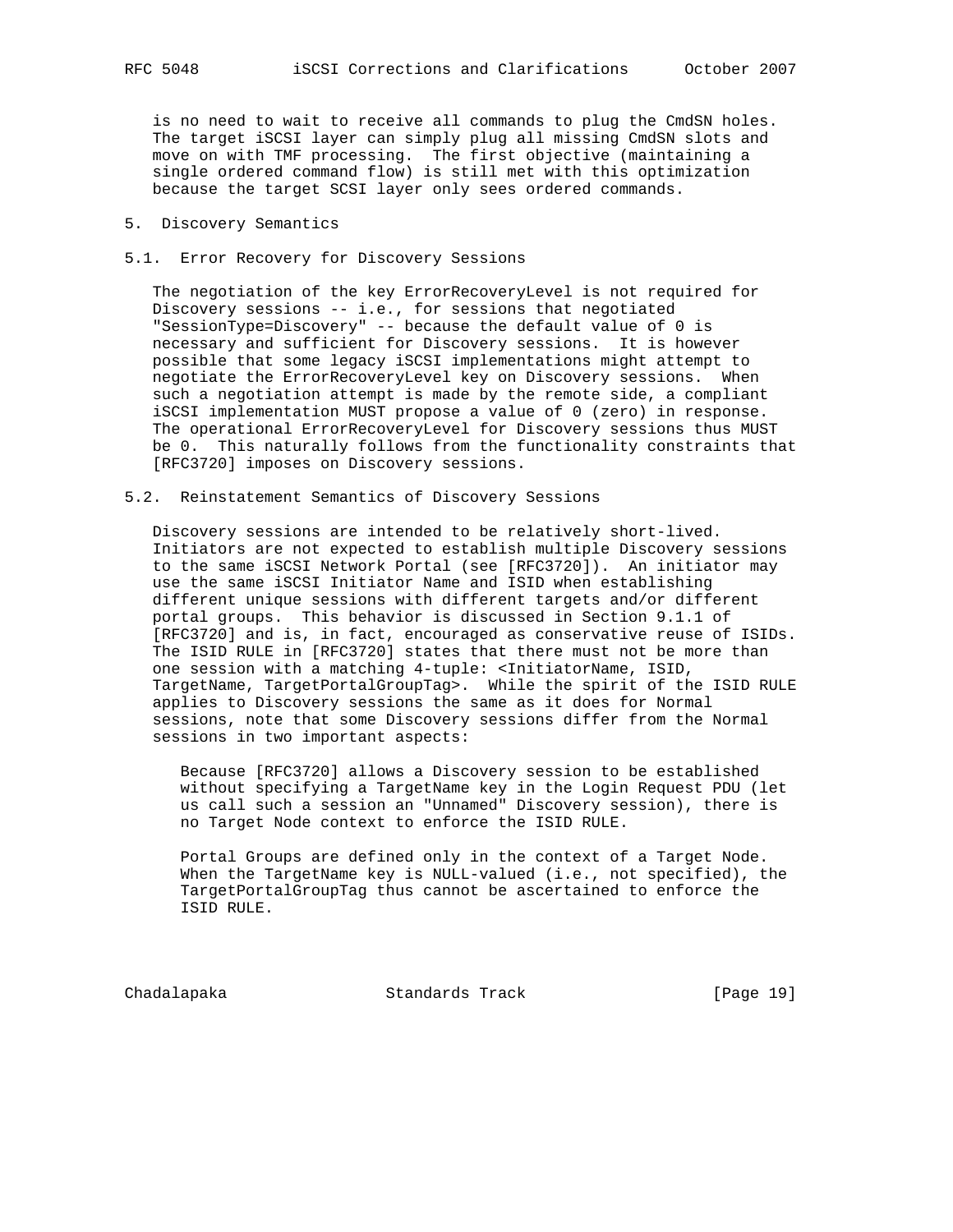is no need to wait to receive all commands to plug the CmdSN holes. The target iSCSI layer can simply plug all missing CmdSN slots and move on with TMF processing. The first objective (maintaining a single ordered command flow) is still met with this optimization because the target SCSI layer only sees ordered commands.

## 5. Discovery Semantics

### 5.1. Error Recovery for Discovery Sessions

The negotiation of the key ErrorRecoveryLevel is not required for Discovery sessions -- i.e., for sessions that negotiated "SessionType=Discovery" -- because the default value of 0 is necessary and sufficient for Discovery sessions. It is however possible that some legacy iSCSI implementations might attempt to negotiate the ErrorRecoveryLevel key on Discovery sessions. When such a negotiation attempt is made by the remote side, a compliant iSCSI implementation MUST propose a value of 0 (zero) in response. The operational ErrorRecoveryLevel for Discovery sessions thus MUST be 0. This naturally follows from the functionality constraints that [RFC3720] imposes on Discovery sessions.

### 5.2. Reinstatement Semantics of Discovery Sessions

Discovery sessions are intended to be relatively short-lived. Initiators are not expected to establish multiple Discovery sessions to the same iSCSI Network Portal (see [RFC3720]). An initiator may use the same iSCSI Initiator Name and ISID when establishing different unique sessions with different targets and/or different portal groups. This behavior is discussed in Section 9.1.1 of [RFC3720] and is, in fact, encouraged as conservative reuse of ISIDs. The ISID RULE in [RFC3720] states that there must not be more than one session with a matching 4-tuple: <InitiatorName, ISID, TargetName, TargetPortalGroupTag>. While the spirit of the ISID RULE applies to Discovery sessions the same as it does for Normal sessions, note that some Discovery sessions differ from the Normal sessions in two important aspects:

> Because [RFC3720] allows a Discovery session to be established without specifying a TargetName key in the Login Request PDU (let us call such a session an "Unnamed" Discovery session), there is no Target Node context to enforce the ISID RULE.
>
> Portal Groups are defined only in the context of a Target Node. When the TargetName key is NULL-valued (i.e., not specified), the TargetPortalGroupTag thus cannot be ascertained to enforce the ISID RULE.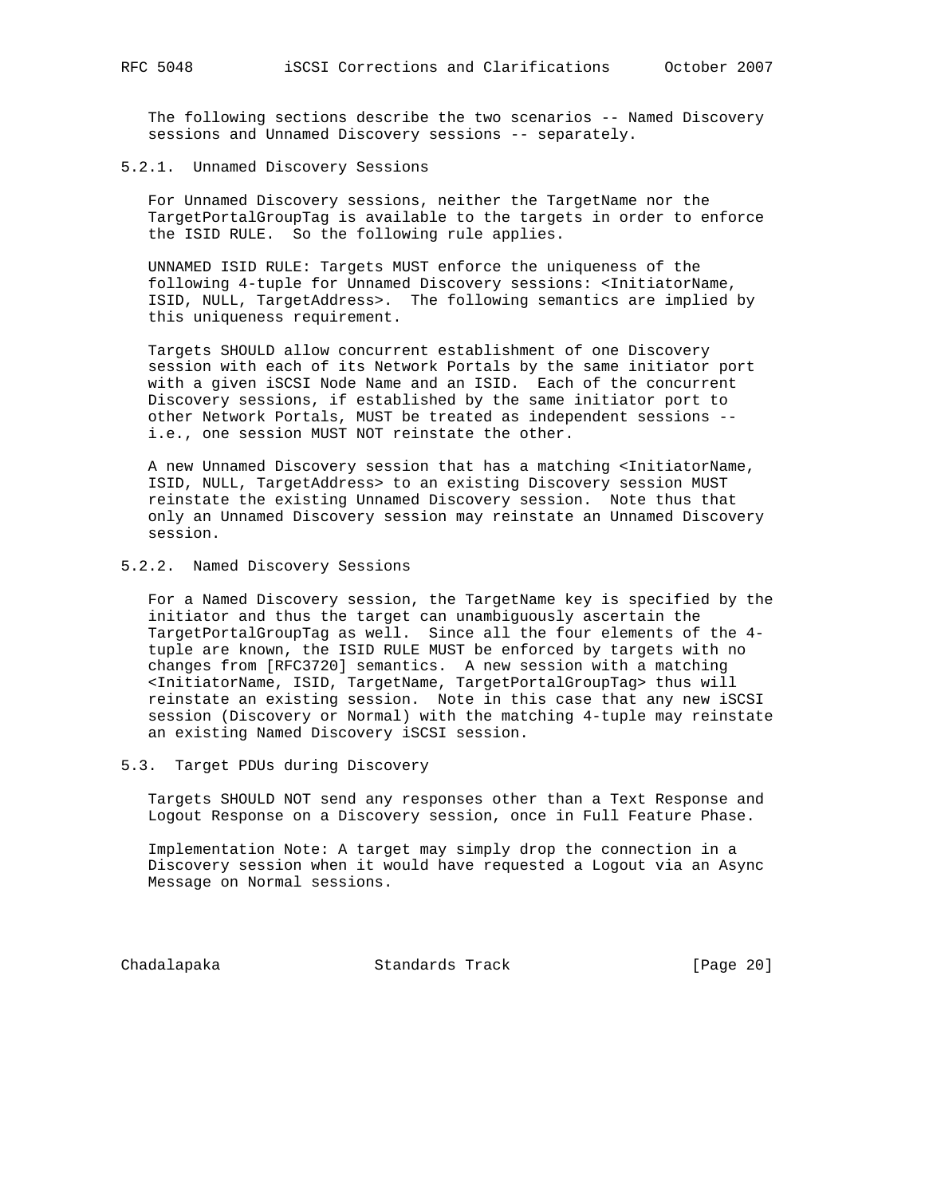The following sections describe the two scenarios -- Named Discovery sessions and Unnamed Discovery sessions -- separately.

### 5.2.1. Unnamed Discovery Sessions

For Unnamed Discovery sessions, neither the TargetName nor the TargetPortalGroupTag is available to the targets in order to enforce the ISID RULE. So the following rule applies.

UNNAMED ISID RULE: Targets MUST enforce the uniqueness of the following 4-tuple for Unnamed Discovery sessions: <InitiatorName, ISID, NULL, TargetAddress>. The following semantics are implied by this uniqueness requirement.

Targets SHOULD allow concurrent establishment of one Discovery session with each of its Network Portals by the same initiator port with a given iSCSI Node Name and an ISID. Each of the concurrent Discovery sessions, if established by the same initiator port to other Network Portals, MUST be treated as independent sessions -- i.e., one session MUST NOT reinstate the other.

A new Unnamed Discovery session that has a matching <InitiatorName, ISID, NULL, TargetAddress> to an existing Discovery session MUST reinstate the existing Unnamed Discovery session. Note thus that only an Unnamed Discovery session may reinstate an Unnamed Discovery session.

### 5.2.2. Named Discovery Sessions

For a Named Discovery session, the TargetName key is specified by the initiator and thus the target can unambiguously ascertain the TargetPortalGroupTag as well. Since all the four elements of the 4-tuple are known, the ISID RULE MUST be enforced by targets with no changes from [RFC3720] semantics. A new session with a matching <InitiatorName, ISID, TargetName, TargetPortalGroupTag> thus will reinstate an existing session. Note in this case that any new iSCSI session (Discovery or Normal) with the matching 4-tuple may reinstate an existing Named Discovery iSCSI session.

## 5.3. Target PDUs during Discovery

Targets SHOULD NOT send any responses other than a Text Response and Logout Response on a Discovery session, once in Full Feature Phase.

Implementation Note: A target may simply drop the connection in a Discovery session when it would have requested a Logout via an Async Message on Normal sessions.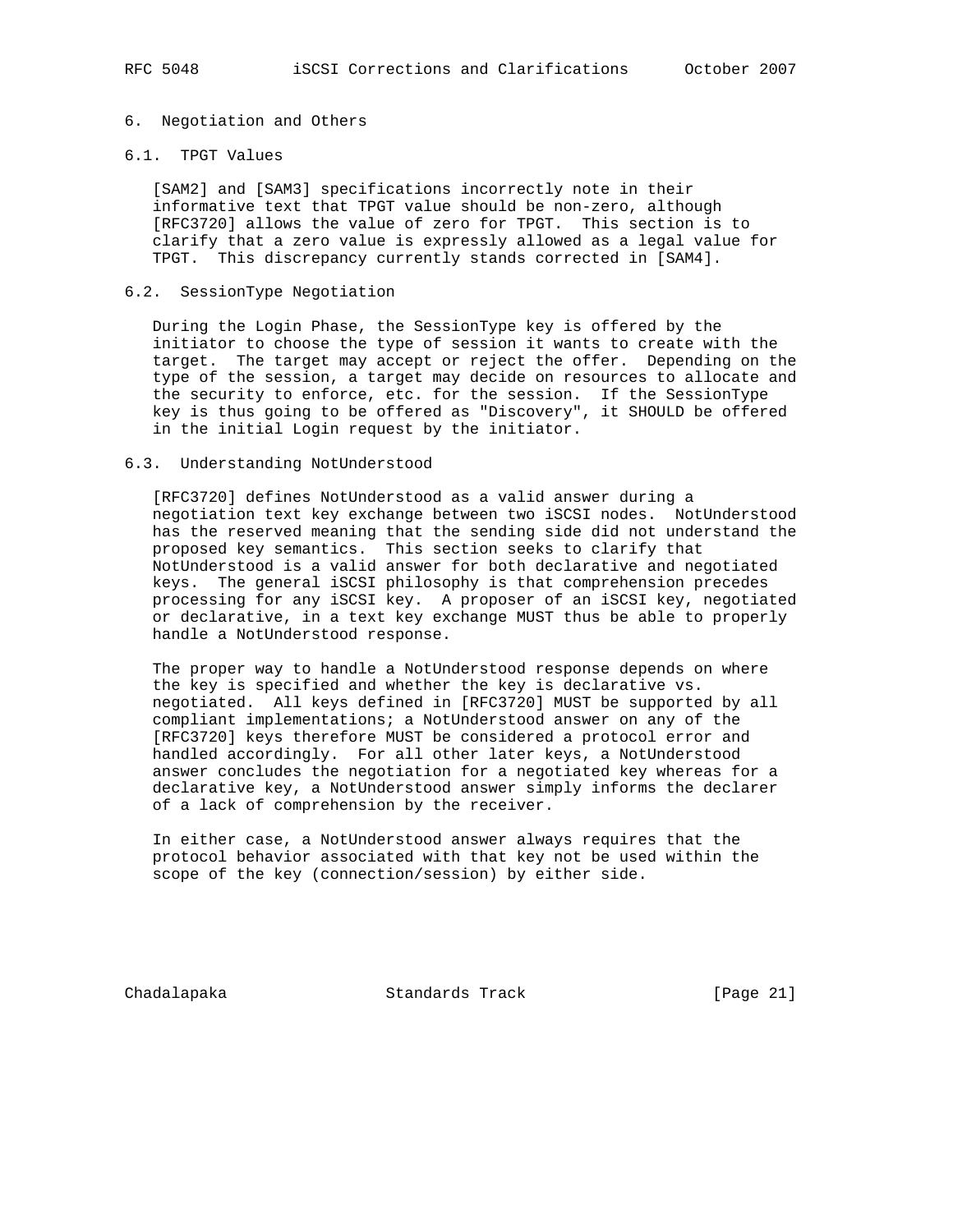# 6. Negotiation and Others

## 6.1. TPGT Values

[SAM2] and [SAM3] specifications incorrectly note in their informative text that TPGT value should be non-zero, although [RFC3720] allows the value of zero for TPGT. This section is to clarify that a zero value is expressly allowed as a legal value for TPGT. This discrepancy currently stands corrected in [SAM4].

## 6.2. SessionType Negotiation

During the Login Phase, the SessionType key is offered by the initiator to choose the type of session it wants to create with the target. The target may accept or reject the offer. Depending on the type of the session, a target may decide on resources to allocate and the security to enforce, etc. for the session. If the SessionType key is thus going to be offered as "Discovery", it SHOULD be offered in the initial Login request by the initiator.

## 6.3. Understanding NotUnderstood

[RFC3720] defines NotUnderstood as a valid answer during a negotiation text key exchange between two iSCSI nodes. NotUnderstood has the reserved meaning that the sending side did not understand the proposed key semantics. This section seeks to clarify that NotUnderstood is a valid answer for both declarative and negotiated keys. The general iSCSI philosophy is that comprehension precedes processing for any iSCSI key. A proposer of an iSCSI key, negotiated or declarative, in a text key exchange MUST thus be able to properly handle a NotUnderstood response.

The proper way to handle a NotUnderstood response depends on where the key is specified and whether the key is declarative vs. negotiated. All keys defined in [RFC3720] MUST be supported by all compliant implementations; a NotUnderstood answer on any of the [RFC3720] keys therefore MUST be considered a protocol error and handled accordingly. For all other later keys, a NotUnderstood answer concludes the negotiation for a negotiated key whereas for a declarative key, a NotUnderstood answer simply informs the declarer of a lack of comprehension by the receiver.

In either case, a NotUnderstood answer always requires that the protocol behavior associated with that key not be used within the scope of the key (connection/session) by either side.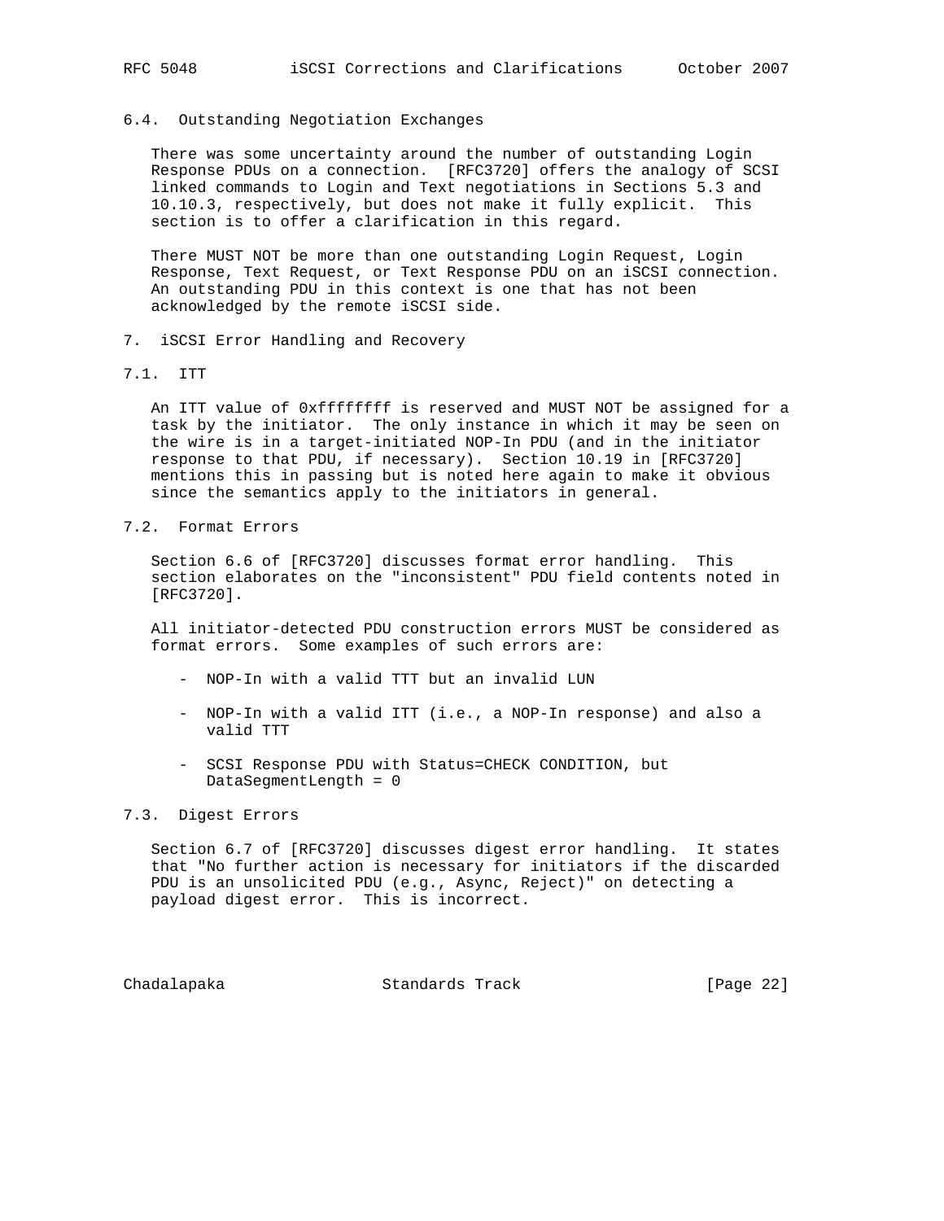### 6.4. Outstanding Negotiation Exchanges

There was some uncertainty around the number of outstanding Login Response PDUs on a connection. [RFC3720] offers the analogy of SCSI linked commands to Login and Text negotiations in Sections 5.3 and 10.10.3, respectively, but does not make it fully explicit. This section is to offer a clarification in this regard.

There MUST NOT be more than one outstanding Login Request, Login Response, Text Request, or Text Response PDU on an iSCSI connection. An outstanding PDU in this context is one that has not been acknowledged by the remote iSCSI side.

## 7. iSCSI Error Handling and Recovery

### 7.1. ITT

An ITT value of 0xffffffff is reserved and MUST NOT be assigned for a task by the initiator. The only instance in which it may be seen on the wire is in a target-initiated NOP-In PDU (and in the initiator response to that PDU, if necessary). Section 10.19 in [RFC3720] mentions this in passing but is noted here again to make it obvious since the semantics apply to the initiators in general.

### 7.2. Format Errors

Section 6.6 of [RFC3720] discusses format error handling. This section elaborates on the "inconsistent" PDU field contents noted in [RFC3720].

All initiator-detected PDU construction errors MUST be considered as format errors. Some examples of such errors are:

- NOP-In with a valid TTT but an invalid LUN
- NOP-In with a valid ITT (i.e., a NOP-In response) and also a valid TTT
- SCSI Response PDU with Status=CHECK CONDITION, but DataSegmentLength = 0

### 7.3. Digest Errors

Section 6.7 of [RFC3720] discusses digest error handling. It states that "No further action is necessary for initiators if the discarded PDU is an unsolicited PDU (e.g., Async, Reject)" on detecting a payload digest error. This is incorrect.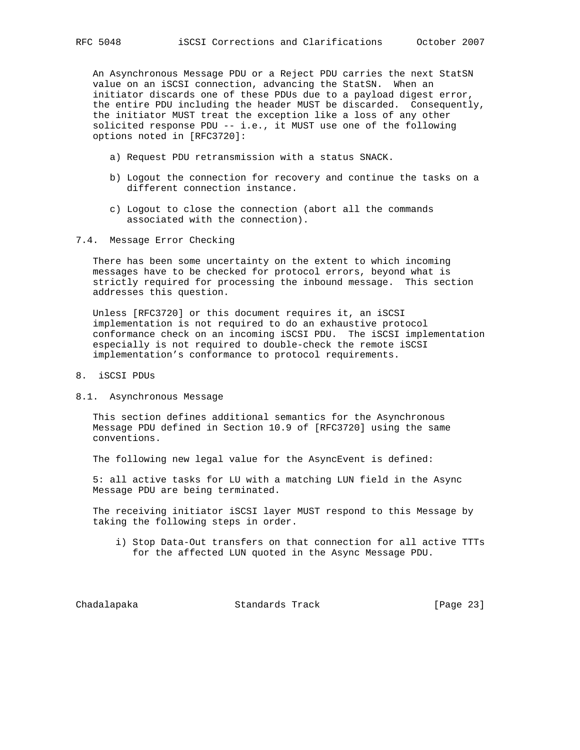An Asynchronous Message PDU or a Reject PDU carries the next StatSN value on an iSCSI connection, advancing the StatSN. When an initiator discards one of these PDUs due to a payload digest error, the entire PDU including the header MUST be discarded. Consequently, the initiator MUST treat the exception like a loss of any other solicited response PDU -- i.e., it MUST use one of the following options noted in [RFC3720]:

a) Request PDU retransmission with a status SNACK.

b) Logout the connection for recovery and continue the tasks on a different connection instance.

c) Logout to close the connection (abort all the commands associated with the connection).

### 7.4. Message Error Checking

There has been some uncertainty on the extent to which incoming messages have to be checked for protocol errors, beyond what is strictly required for processing the inbound message. This section addresses this question.

Unless [RFC3720] or this document requires it, an iSCSI implementation is not required to do an exhaustive protocol conformance check on an incoming iSCSI PDU. The iSCSI implementation especially is not required to double-check the remote iSCSI implementation’s conformance to protocol requirements.

## 8. iSCSI PDUs

### 8.1. Asynchronous Message

This section defines additional semantics for the Asynchronous Message PDU defined in Section 10.9 of [RFC3720] using the same conventions.

The following new legal value for the AsyncEvent is defined:

5: all active tasks for LU with a matching LUN field in the Async Message PDU are being terminated.

The receiving initiator iSCSI layer MUST respond to this Message by taking the following steps in order.

i) Stop Data-Out transfers on that connection for all active TTTs for the affected LUN quoted in the Async Message PDU.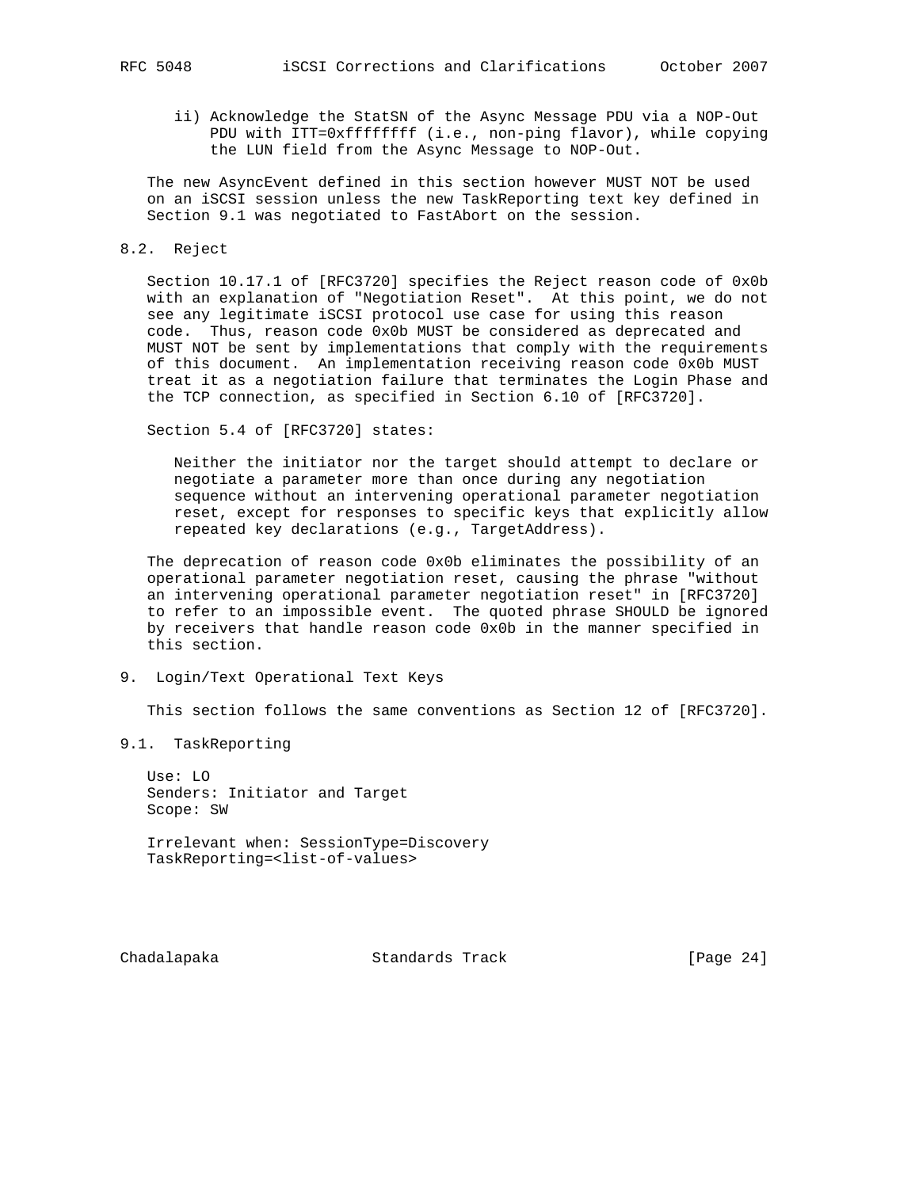ii) Acknowledge the StatSN of the Async Message PDU via a NOP-Out PDU with ITT=0xffffffff (i.e., non-ping flavor), while copying the LUN field from the Async Message to NOP-Out.

The new AsyncEvent defined in this section however MUST NOT be used on an iSCSI session unless the new TaskReporting text key defined in Section 9.1 was negotiated to FastAbort on the session.

## 8.2. Reject

Section 10.17.1 of [RFC3720] specifies the Reject reason code of 0x0b with an explanation of "Negotiation Reset". At this point, we do not see any legitimate iSCSI protocol use case for using this reason code. Thus, reason code 0x0b MUST be considered as deprecated and MUST NOT be sent by implementations that comply with the requirements of this document. An implementation receiving reason code 0x0b MUST treat it as a negotiation failure that terminates the Login Phase and the TCP connection, as specified in Section 6.10 of [RFC3720].

Section 5.4 of [RFC3720] states:

> Neither the initiator nor the target should attempt to declare or negotiate a parameter more than once during any negotiation sequence without an intervening operational parameter negotiation reset, except for responses to specific keys that explicitly allow repeated key declarations (e.g., TargetAddress).

The deprecation of reason code 0x0b eliminates the possibility of an operational parameter negotiation reset, causing the phrase "without an intervening operational parameter negotiation reset" in [RFC3720] to refer to an impossible event. The quoted phrase SHOULD be ignored by receivers that handle reason code 0x0b in the manner specified in this section.

# 9. Login/Text Operational Text Keys

This section follows the same conventions as Section 12 of [RFC3720].

## 9.1. TaskReporting

Use: LO
Senders: Initiator and Target
Scope: SW

Irrelevant when: SessionType=Discovery
TaskReporting=<list-of-values>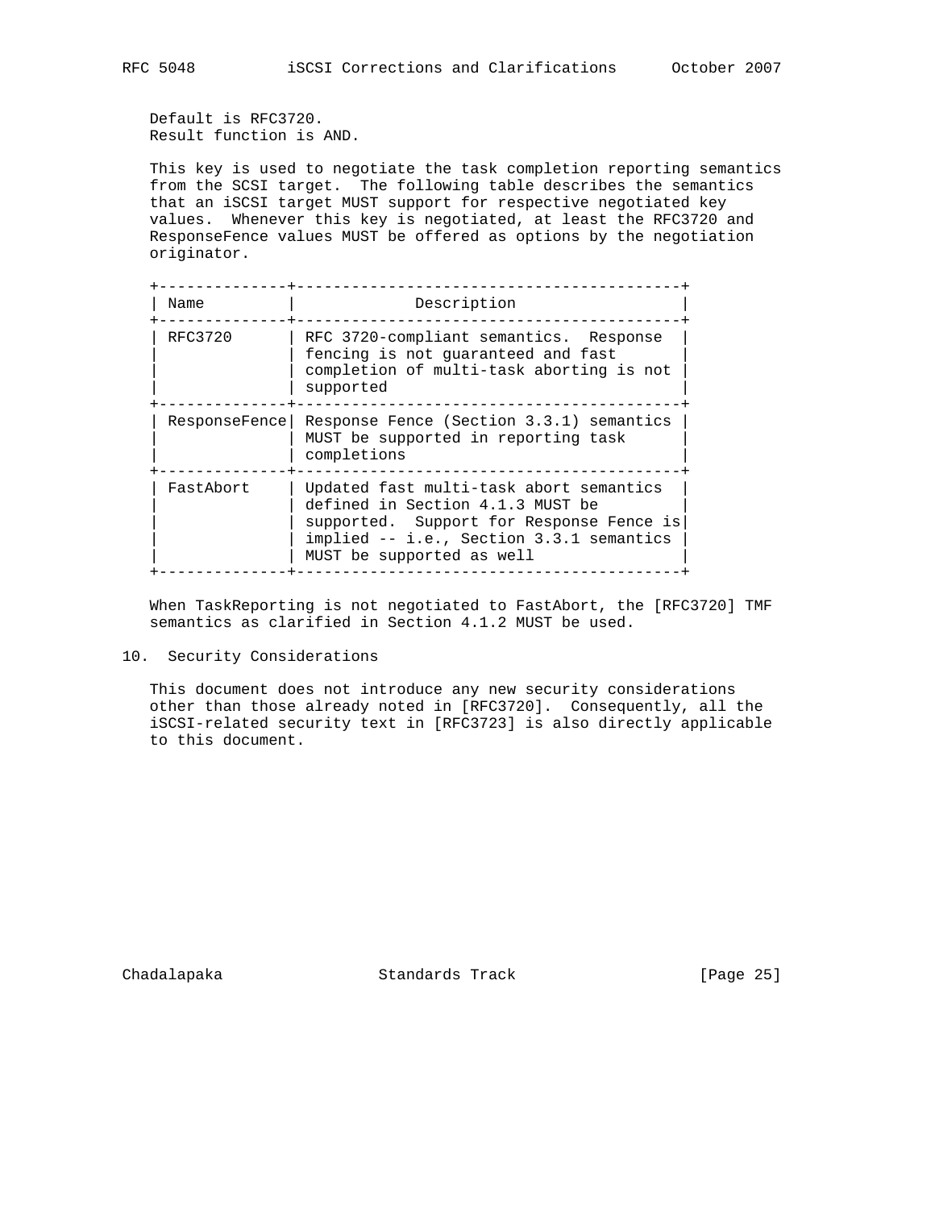Default is RFC3720.
Result function is AND.

This key is used to negotiate the task completion reporting semantics from the SCSI target. The following table describes the semantics that an iSCSI target MUST support for respective negotiated key values. Whenever this key is negotiated, at least the RFC3720 and ResponseFence values MUST be offered as options by the negotiation originator.

| Name | Description |
| --- | --- |
| RFC3720 | RFC 3720-compliant semantics. Response fencing is not guaranteed and fast completion of multi-task aborting is not supported |
| ResponseFence | Response Fence (Section 3.3.1) semantics MUST be supported in reporting task completions |
| FastAbort | Updated fast multi-task abort semantics defined in Section 4.1.3 MUST be supported. Support for Response Fence is implied -- i.e., Section 3.3.1 semantics MUST be supported as well |

When TaskReporting is not negotiated to FastAbort, the [RFC3720] TMF semantics as clarified in Section 4.1.2 MUST be used.

## 10. Security Considerations

This document does not introduce any new security considerations other than those already noted in [RFC3720]. Consequently, all the iSCSI-related security text in [RFC3723] is also directly applicable to this document.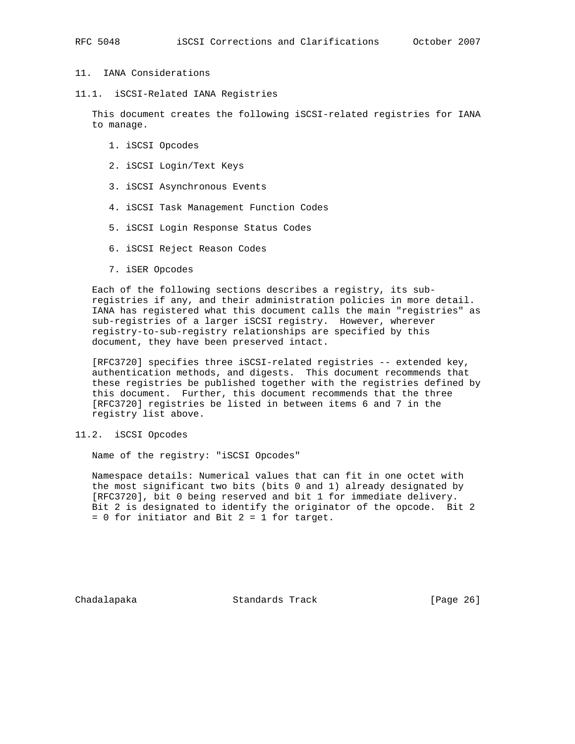## 11. IANA Considerations

### 11.1. iSCSI-Related IANA Registries

This document creates the following iSCSI-related registries for IANA to manage.

1. iSCSI Opcodes
2. iSCSI Login/Text Keys
3. iSCSI Asynchronous Events
4. iSCSI Task Management Function Codes
5. iSCSI Login Response Status Codes
6. iSCSI Reject Reason Codes
7. iSER Opcodes

Each of the following sections describes a registry, its sub-registries if any, and their administration policies in more detail. IANA has registered what this document calls the main "registries" as sub-registries of a larger iSCSI registry. However, wherever registry-to-sub-registry relationships are specified by this document, they have been preserved intact.

[RFC3720] specifies three iSCSI-related registries -- extended key, authentication methods, and digests. This document recommends that these registries be published together with the registries defined by this document. Further, this document recommends that the three [RFC3720] registries be listed in between items 6 and 7 in the registry list above.

### 11.2. iSCSI Opcodes

Name of the registry: "iSCSI Opcodes"

Namespace details: Numerical values that can fit in one octet with the most significant two bits (bits 0 and 1) already designated by [RFC3720], bit 0 being reserved and bit 1 for immediate delivery. Bit 2 is designated to identify the originator of the opcode. Bit 2 = 0 for initiator and Bit 2 = 1 for target.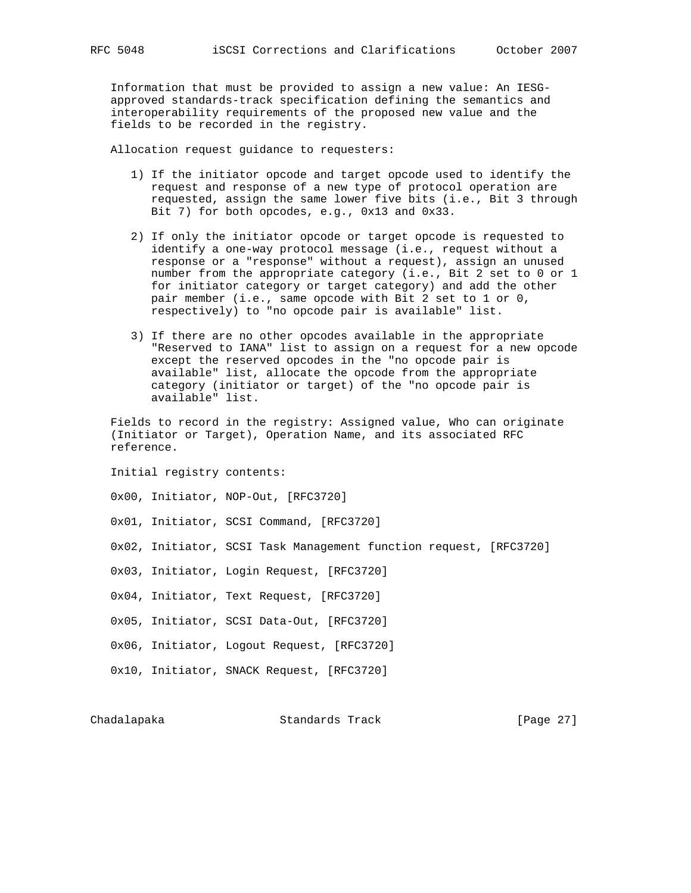Information that must be provided to assign a new value: An IESG-approved standards-track specification defining the semantics and interoperability requirements of the proposed new value and the fields to be recorded in the registry.

Allocation request guidance to requesters:

1) If the initiator opcode and target opcode used to identify the request and response of a new type of protocol operation are requested, assign the same lower five bits (i.e., Bit 3 through Bit 7) for both opcodes, e.g., 0x13 and 0x33.

2) If only the initiator opcode or target opcode is requested to identify a one-way protocol message (i.e., request without a response or a "response" without a request), assign an unused number from the appropriate category (i.e., Bit 2 set to 0 or 1 for initiator category or target category) and add the other pair member (i.e., same opcode with Bit 2 set to 1 or 0, respectively) to "no opcode pair is available" list.

3) If there are no other opcodes available in the appropriate "Reserved to IANA" list to assign on a request for a new opcode except the reserved opcodes in the "no opcode pair is available" list, allocate the opcode from the appropriate category (initiator or target) of the "no opcode pair is available" list.

Fields to record in the registry: Assigned value, Who can originate (Initiator or Target), Operation Name, and its associated RFC reference.

Initial registry contents:

0x00, Initiator, NOP-Out, [RFC3720]

0x01, Initiator, SCSI Command, [RFC3720]

0x02, Initiator, SCSI Task Management function request, [RFC3720]

0x03, Initiator, Login Request, [RFC3720]

0x04, Initiator, Text Request, [RFC3720]

0x05, Initiator, SCSI Data-Out, [RFC3720]

0x06, Initiator, Logout Request, [RFC3720]

0x10, Initiator, SNACK Request, [RFC3720]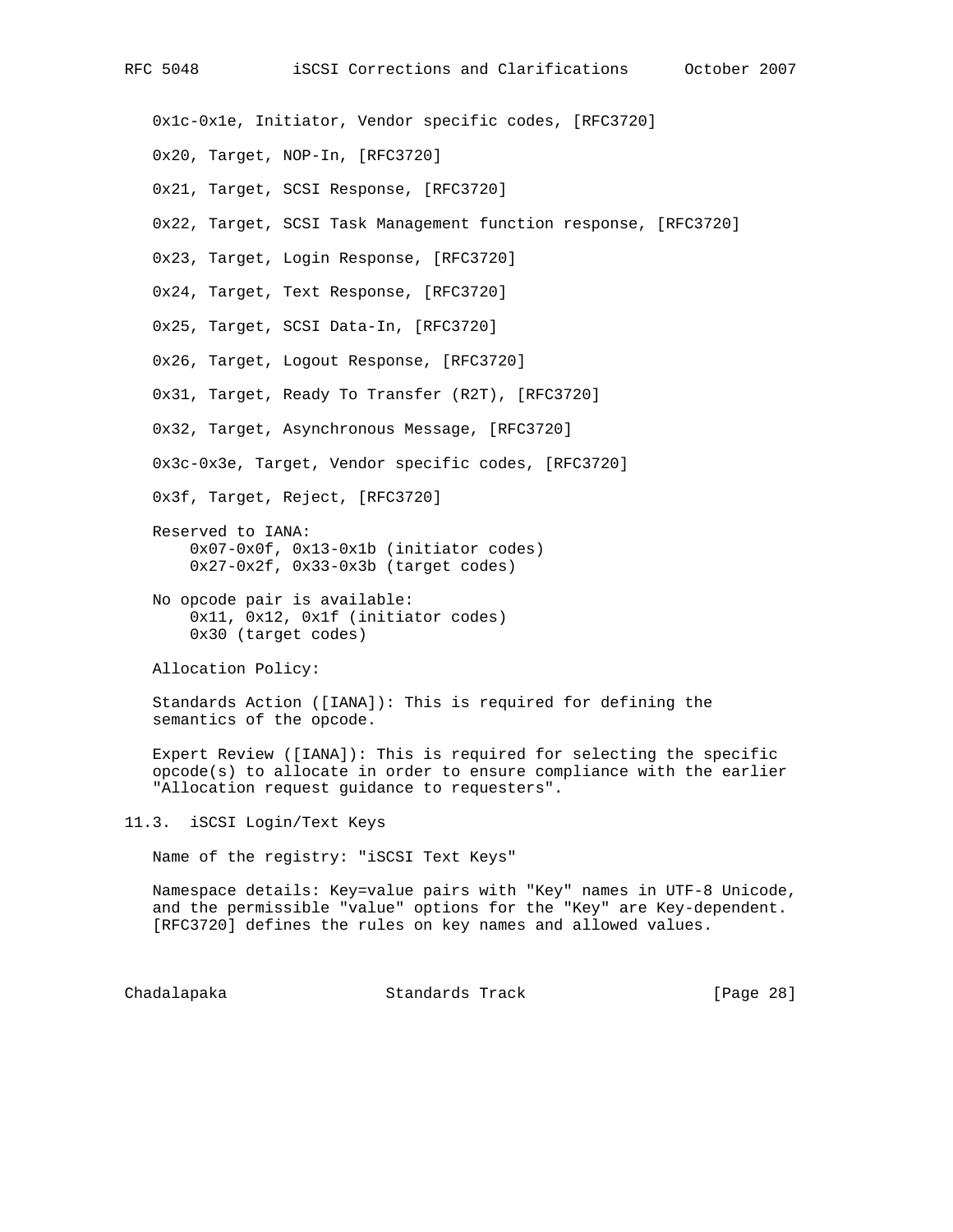0x1c-0x1e, Initiator, Vendor specific codes, [RFC3720]

0x20, Target, NOP-In, [RFC3720]

0x21, Target, SCSI Response, [RFC3720]

0x22, Target, SCSI Task Management function response, [RFC3720]

0x23, Target, Login Response, [RFC3720]

0x24, Target, Text Response, [RFC3720]

0x25, Target, SCSI Data-In, [RFC3720]

0x26, Target, Logout Response, [RFC3720]

0x31, Target, Ready To Transfer (R2T), [RFC3720]

0x32, Target, Asynchronous Message, [RFC3720]

0x3c-0x3e, Target, Vendor specific codes, [RFC3720]

0x3f, Target, Reject, [RFC3720]

Reserved to IANA:
    0x07-0x0f, 0x13-0x1b (initiator codes)
    0x27-0x2f, 0x33-0x3b (target codes)

No opcode pair is available:
    0x11, 0x12, 0x1f (initiator codes)
    0x30 (target codes)

Allocation Policy:

Standards Action ([IANA]): This is required for defining the semantics of the opcode.

Expert Review ([IANA]): This is required for selecting the specific opcode(s) to allocate in order to ensure compliance with the earlier "Allocation request guidance to requesters".

## 11.3. iSCSI Login/Text Keys

Name of the registry: "iSCSI Text Keys"

Namespace details: Key=value pairs with "Key" names in UTF-8 Unicode, and the permissible "value" options for the "Key" are Key-dependent. [RFC3720] defines the rules on key names and allowed values.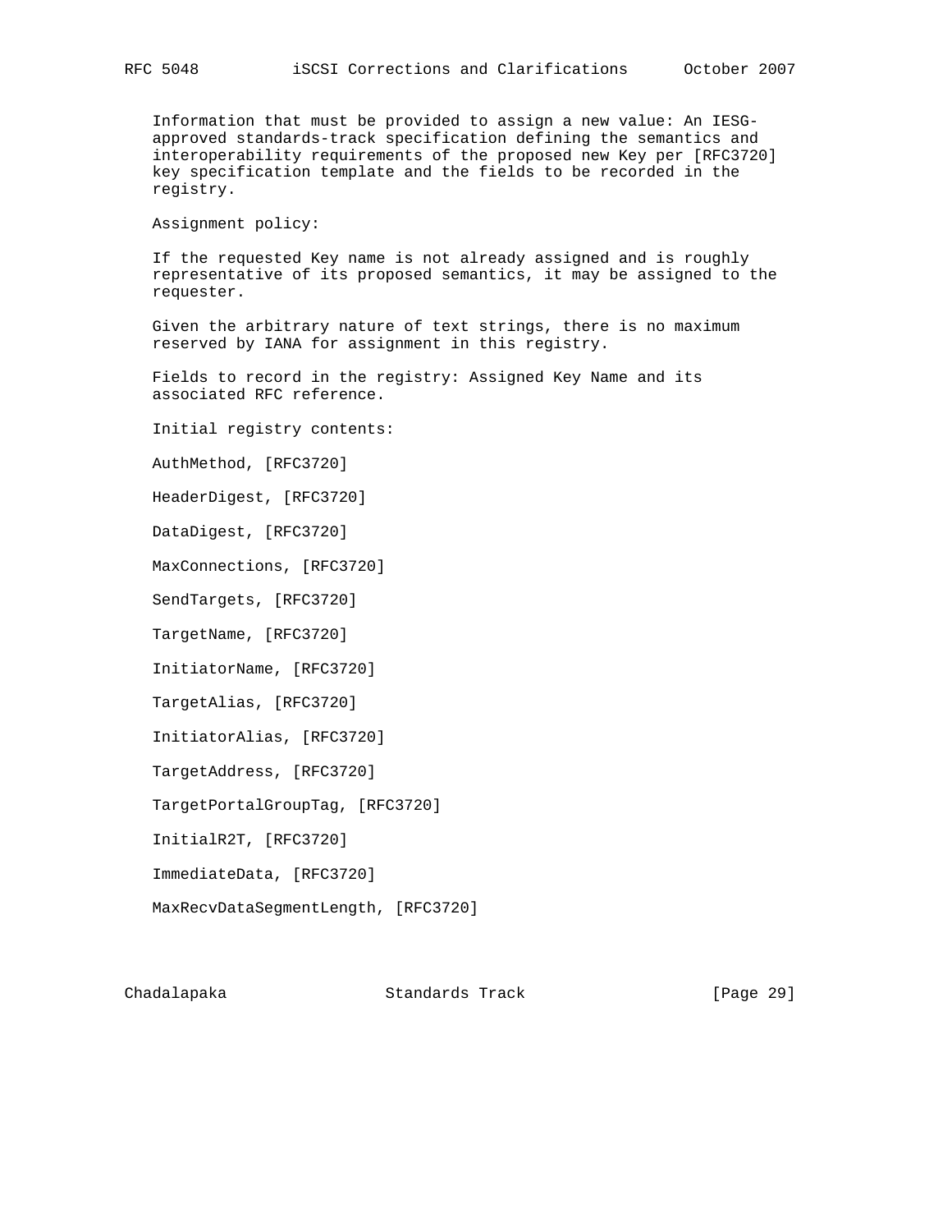Information that must be provided to assign a new value: An IESG-approved standards-track specification defining the semantics and interoperability requirements of the proposed new Key per [RFC3720] key specification template and the fields to be recorded in the registry.

Assignment policy:

If the requested Key name is not already assigned and is roughly representative of its proposed semantics, it may be assigned to the requester.

Given the arbitrary nature of text strings, there is no maximum reserved by IANA for assignment in this registry.

Fields to record in the registry: Assigned Key Name and its associated RFC reference.

Initial registry contents:

AuthMethod, [RFC3720]

HeaderDigest, [RFC3720]

DataDigest, [RFC3720]

MaxConnections, [RFC3720]

SendTargets, [RFC3720]

TargetName, [RFC3720]

InitiatorName, [RFC3720]

TargetAlias, [RFC3720]

InitiatorAlias, [RFC3720]

TargetAddress, [RFC3720]

TargetPortalGroupTag, [RFC3720]

InitialR2T, [RFC3720]

ImmediateData, [RFC3720]

MaxRecvDataSegmentLength, [RFC3720]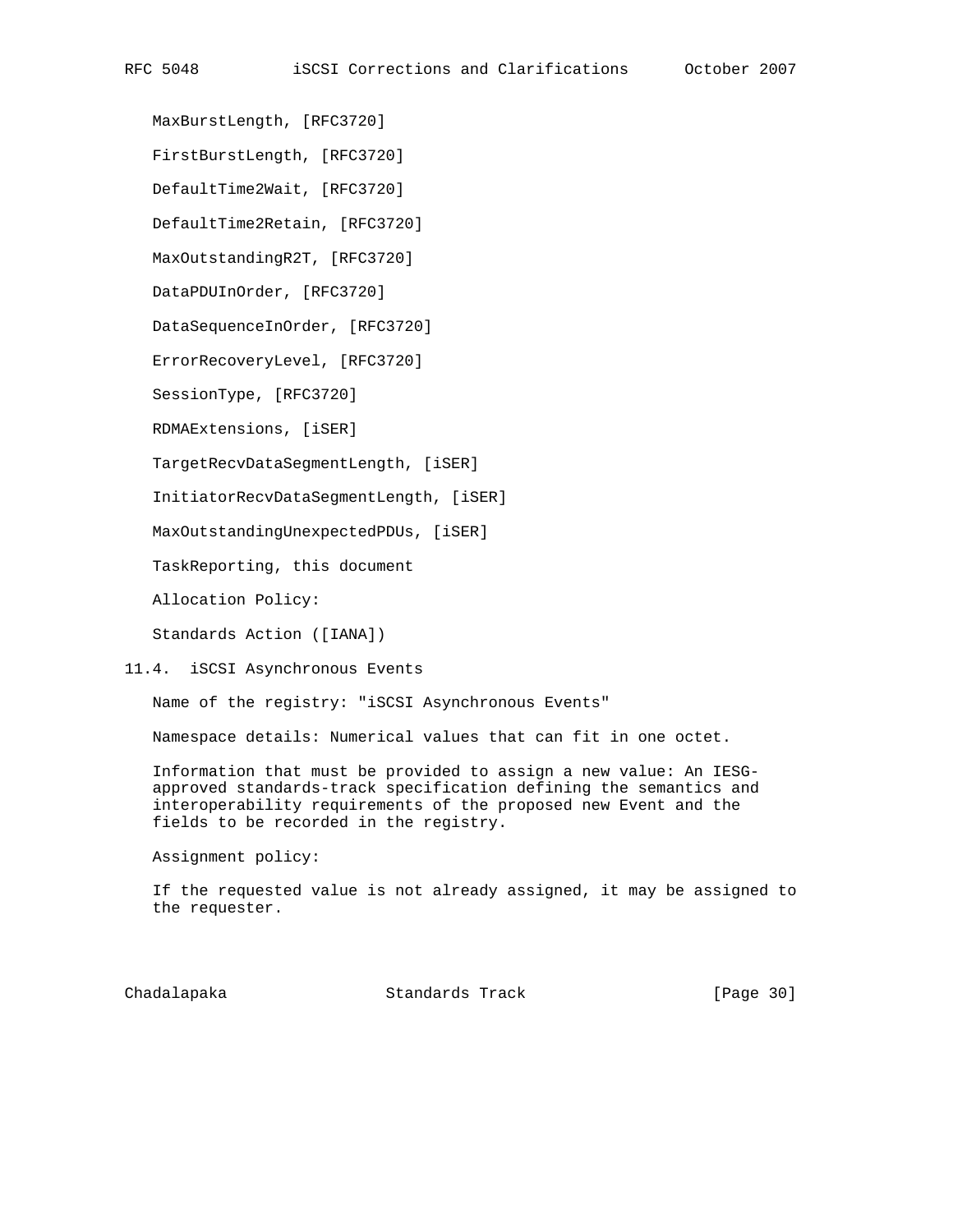MaxBurstLength, [RFC3720]

FirstBurstLength, [RFC3720]

DefaultTime2Wait, [RFC3720]

DefaultTime2Retain, [RFC3720]

MaxOutstandingR2T, [RFC3720]

DataPDUInOrder, [RFC3720]

DataSequenceInOrder, [RFC3720]

ErrorRecoveryLevel, [RFC3720]

SessionType, [RFC3720]

RDMAExtensions, [iSER]

TargetRecvDataSegmentLength, [iSER]

InitiatorRecvDataSegmentLength, [iSER]

MaxOutstandingUnexpectedPDUs, [iSER]

TaskReporting, this document

Allocation Policy:

Standards Action ([IANA])

## 11.4. iSCSI Asynchronous Events

Name of the registry: "iSCSI Asynchronous Events"

Namespace details: Numerical values that can fit in one octet.

Information that must be provided to assign a new value: An IESG-approved standards-track specification defining the semantics and interoperability requirements of the proposed new Event and the fields to be recorded in the registry.

Assignment policy:

If the requested value is not already assigned, it may be assigned to the requester.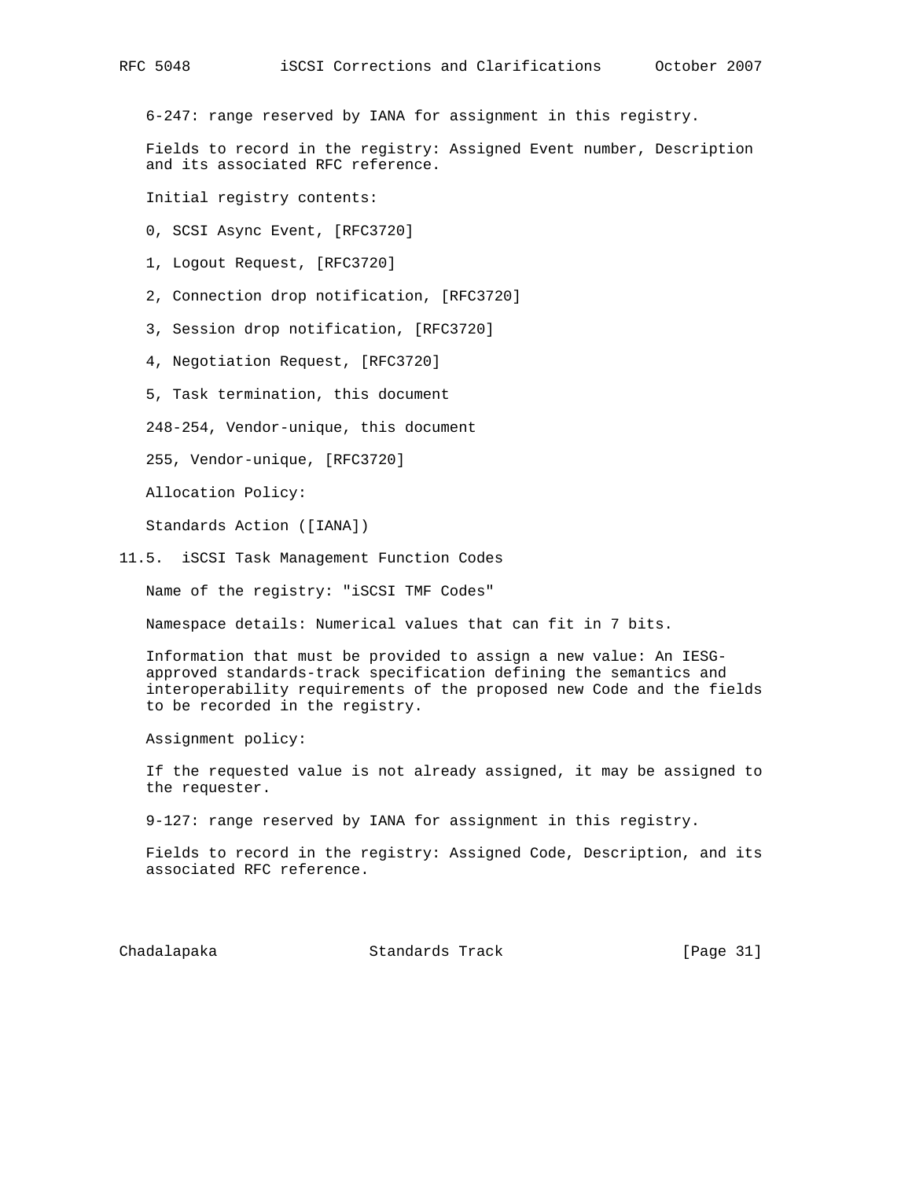6-247: range reserved by IANA for assignment in this registry.

Fields to record in the registry: Assigned Event number, Description and its associated RFC reference.

Initial registry contents:

0, SCSI Async Event, [RFC3720]

1, Logout Request, [RFC3720]

2, Connection drop notification, [RFC3720]

3, Session drop notification, [RFC3720]

4, Negotiation Request, [RFC3720]

5, Task termination, this document

248-254, Vendor-unique, this document

255, Vendor-unique, [RFC3720]

Allocation Policy:

Standards Action ([IANA])

## 11.5. iSCSI Task Management Function Codes

Name of the registry: "iSCSI TMF Codes"

Namespace details: Numerical values that can fit in 7 bits.

Information that must be provided to assign a new value: An IESG-approved standards-track specification defining the semantics and interoperability requirements of the proposed new Code and the fields to be recorded in the registry.

Assignment policy:

If the requested value is not already assigned, it may be assigned to the requester.

9-127: range reserved by IANA for assignment in this registry.

Fields to record in the registry: Assigned Code, Description, and its associated RFC reference.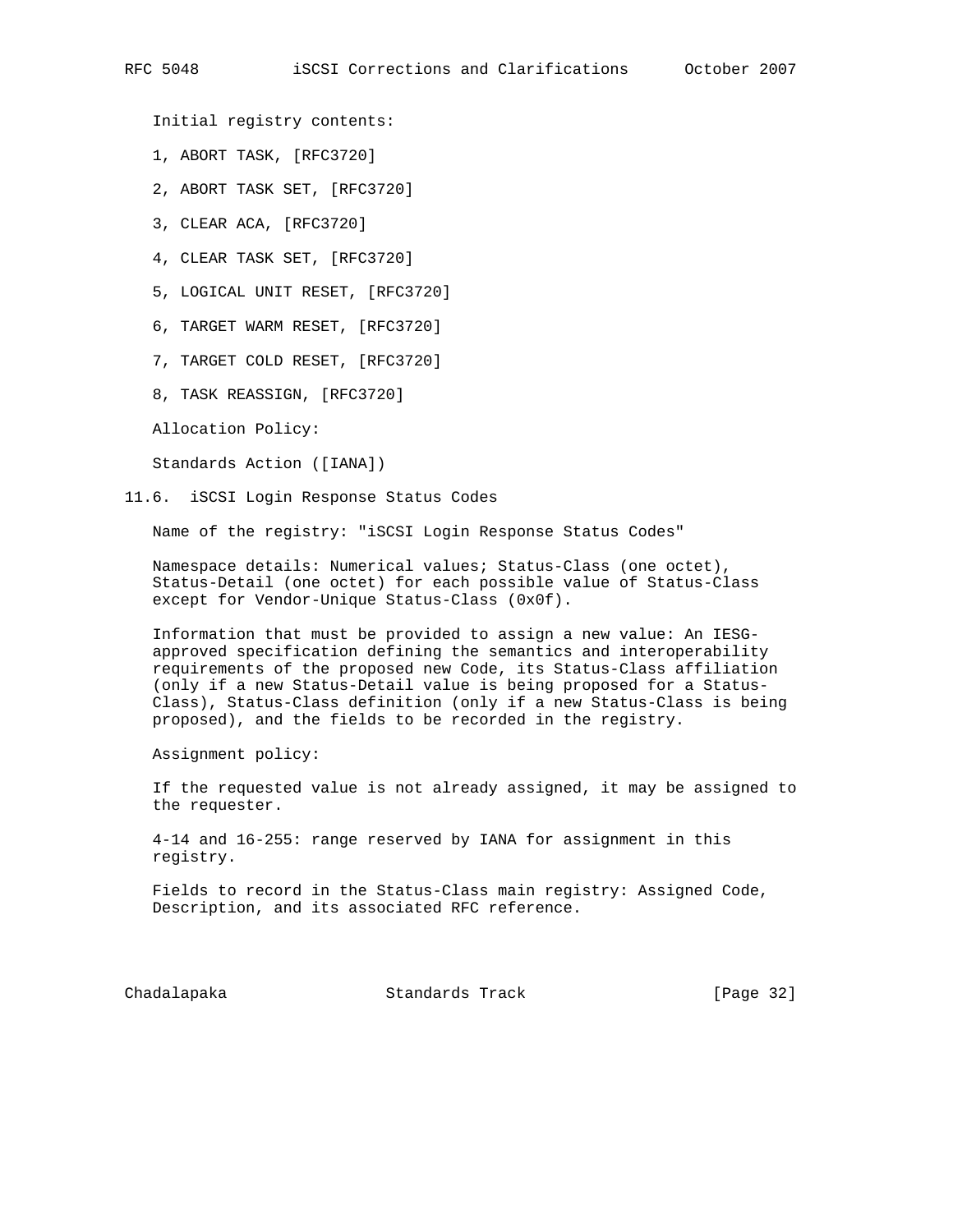Initial registry contents:

1, ABORT TASK, [RFC3720]

2, ABORT TASK SET, [RFC3720]

3, CLEAR ACA, [RFC3720]

4, CLEAR TASK SET, [RFC3720]

5, LOGICAL UNIT RESET, [RFC3720]

6, TARGET WARM RESET, [RFC3720]

7, TARGET COLD RESET, [RFC3720]

8, TASK REASSIGN, [RFC3720]

Allocation Policy:

Standards Action ([IANA])

## 11.6. iSCSI Login Response Status Codes

Name of the registry: "iSCSI Login Response Status Codes"

Namespace details: Numerical values; Status-Class (one octet), Status-Detail (one octet) for each possible value of Status-Class except for Vendor-Unique Status-Class (0x0f).

Information that must be provided to assign a new value: An IESG-approved specification defining the semantics and interoperability requirements of the proposed new Code, its Status-Class affiliation (only if a new Status-Detail value is being proposed for a Status-Class), Status-Class definition (only if a new Status-Class is being proposed), and the fields to be recorded in the registry.

Assignment policy:

If the requested value is not already assigned, it may be assigned to the requester.

4-14 and 16-255: range reserved by IANA for assignment in this registry.

Fields to record in the Status-Class main registry: Assigned Code, Description, and its associated RFC reference.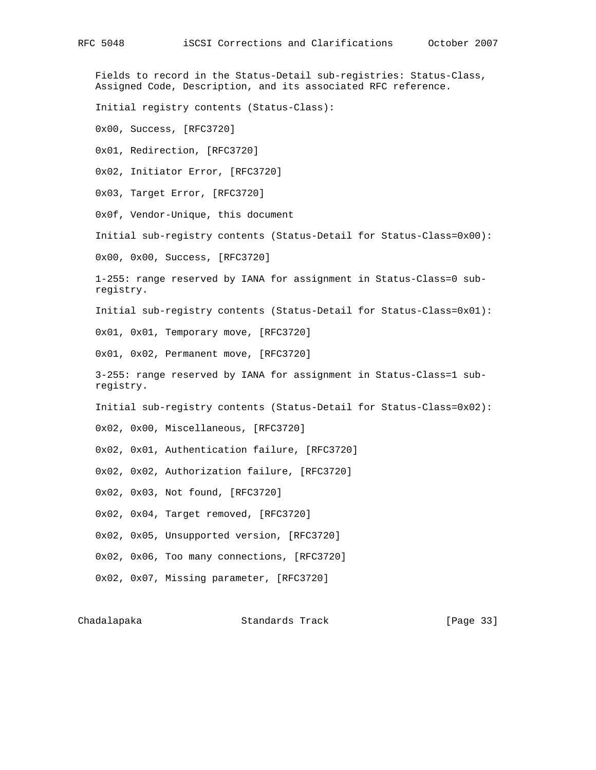Fields to record in the Status-Detail sub-registries: Status-Class, Assigned Code, Description, and its associated RFC reference.

Initial registry contents (Status-Class):

0x00, Success, [RFC3720]

0x01, Redirection, [RFC3720]

0x02, Initiator Error, [RFC3720]

0x03, Target Error, [RFC3720]

0x0f, Vendor-Unique, this document

Initial sub-registry contents (Status-Detail for Status-Class=0x00):

0x00, 0x00, Success, [RFC3720]

1-255: range reserved by IANA for assignment in Status-Class=0 sub-registry.

Initial sub-registry contents (Status-Detail for Status-Class=0x01):

0x01, 0x01, Temporary move, [RFC3720]

0x01, 0x02, Permanent move, [RFC3720]

3-255: range reserved by IANA for assignment in Status-Class=1 sub-registry.

Initial sub-registry contents (Status-Detail for Status-Class=0x02):

0x02, 0x00, Miscellaneous, [RFC3720]

0x02, 0x01, Authentication failure, [RFC3720]

0x02, 0x02, Authorization failure, [RFC3720]

0x02, 0x03, Not found, [RFC3720]

0x02, 0x04, Target removed, [RFC3720]

0x02, 0x05, Unsupported version, [RFC3720]

0x02, 0x06, Too many connections, [RFC3720]

0x02, 0x07, Missing parameter, [RFC3720]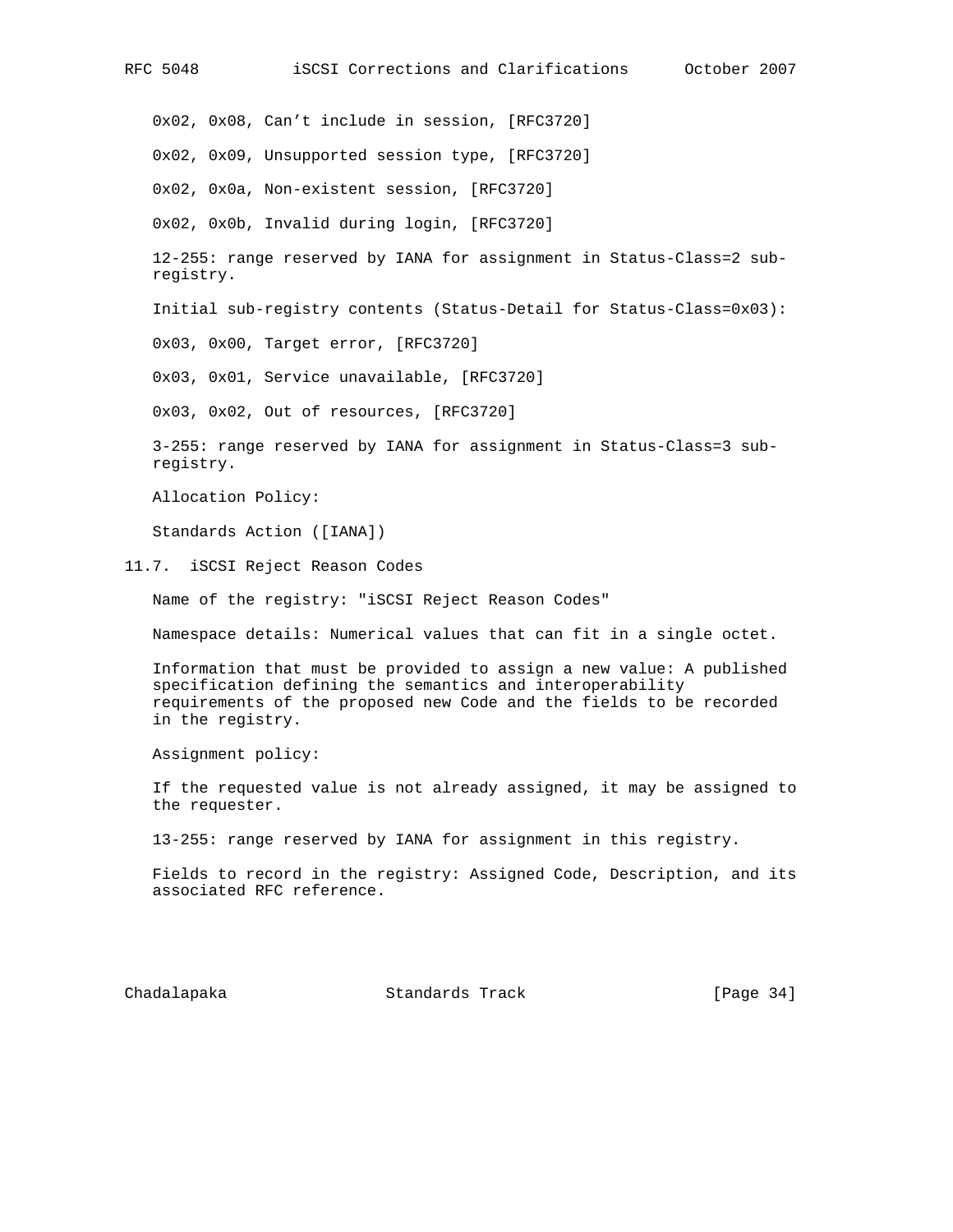0x02, 0x08, Can’t include in session, [RFC3720]

0x02, 0x09, Unsupported session type, [RFC3720]

0x02, 0x0a, Non-existent session, [RFC3720]

0x02, 0x0b, Invalid during login, [RFC3720]

12-255: range reserved by IANA for assignment in Status-Class=2 sub-registry.

Initial sub-registry contents (Status-Detail for Status-Class=0x03):

0x03, 0x00, Target error, [RFC3720]

0x03, 0x01, Service unavailable, [RFC3720]

0x03, 0x02, Out of resources, [RFC3720]

3-255: range reserved by IANA for assignment in Status-Class=3 sub-registry.

Allocation Policy:

Standards Action ([IANA])

## 11.7. iSCSI Reject Reason Codes

Name of the registry: "iSCSI Reject Reason Codes"

Namespace details: Numerical values that can fit in a single octet.

Information that must be provided to assign a new value: A published specification defining the semantics and interoperability requirements of the proposed new Code and the fields to be recorded in the registry.

Assignment policy:

If the requested value is not already assigned, it may be assigned to the requester.

13-255: range reserved by IANA for assignment in this registry.

Fields to record in the registry: Assigned Code, Description, and its associated RFC reference.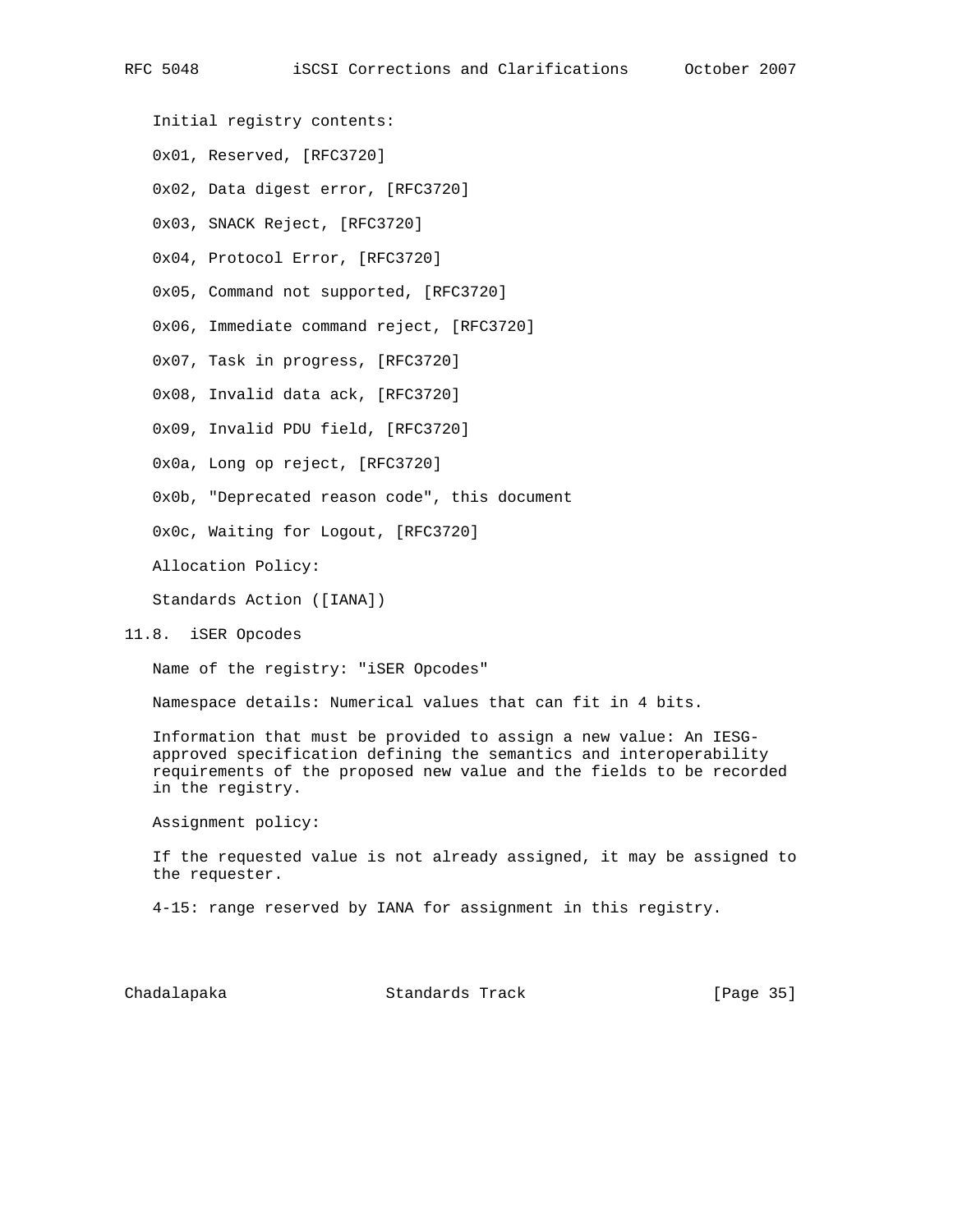Initial registry contents:

0x01, Reserved, [RFC3720]

0x02, Data digest error, [RFC3720]

0x03, SNACK Reject, [RFC3720]

0x04, Protocol Error, [RFC3720]

0x05, Command not supported, [RFC3720]

0x06, Immediate command reject, [RFC3720]

0x07, Task in progress, [RFC3720]

0x08, Invalid data ack, [RFC3720]

0x09, Invalid PDU field, [RFC3720]

0x0a, Long op reject, [RFC3720]

0x0b, "Deprecated reason code", this document

0x0c, Waiting for Logout, [RFC3720]

Allocation Policy:

Standards Action ([IANA])

## 11.8. iSER Opcodes

Name of the registry: "iSER Opcodes"

Namespace details: Numerical values that can fit in 4 bits.

Information that must be provided to assign a new value: An IESG-approved specification defining the semantics and interoperability requirements of the proposed new value and the fields to be recorded in the registry.

Assignment policy:

If the requested value is not already assigned, it may be assigned to the requester.

4-15: range reserved by IANA for assignment in this registry.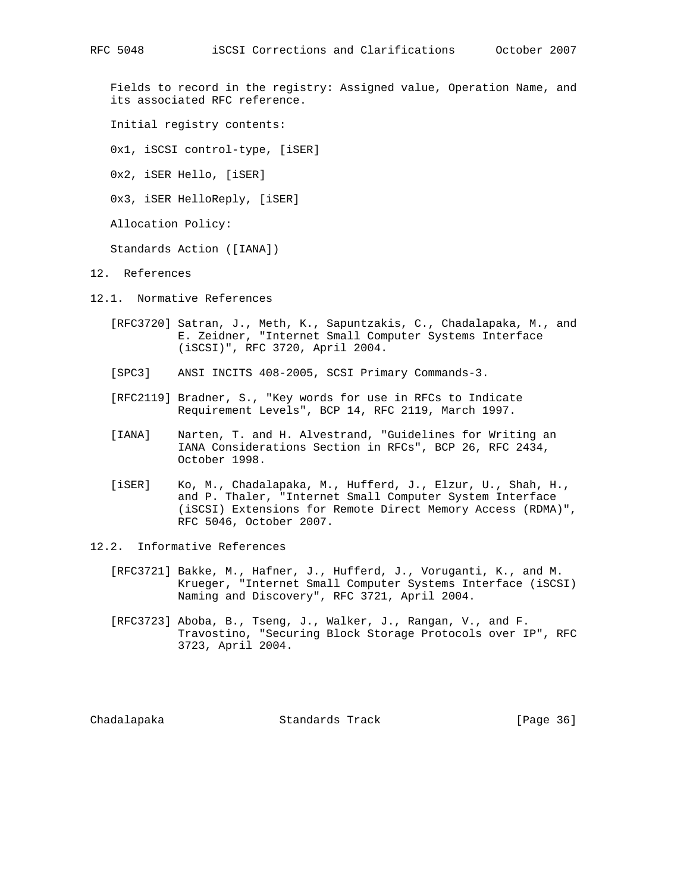Fields to record in the registry: Assigned value, Operation Name, and its associated RFC reference.

Initial registry contents:

0x1, iSCSI control-type, [iSER]

0x2, iSER Hello, [iSER]

0x3, iSER HelloReply, [iSER]

Allocation Policy:

Standards Action ([IANA])

## 12. References

### 12.1. Normative References

[RFC3720] Satran, J., Meth, K., Sapuntzakis, C., Chadalapaka, M., and E. Zeidner, "Internet Small Computer Systems Interface (iSCSI)", RFC 3720, April 2004.

[SPC3] ANSI INCITS 408-2005, SCSI Primary Commands-3.

[RFC2119] Bradner, S., "Key words for use in RFCs to Indicate Requirement Levels", BCP 14, RFC 2119, March 1997.

[IANA] Narten, T. and H. Alvestrand, "Guidelines for Writing an IANA Considerations Section in RFCs", BCP 26, RFC 2434, October 1998.

[iSER] Ko, M., Chadalapaka, M., Hufferd, J., Elzur, U., Shah, H., and P. Thaler, "Internet Small Computer System Interface (iSCSI) Extensions for Remote Direct Memory Access (RDMA)", RFC 5046, October 2007.

### 12.2. Informative References

[RFC3721] Bakke, M., Hafner, J., Hufferd, J., Voruganti, K., and M. Krueger, "Internet Small Computer Systems Interface (iSCSI) Naming and Discovery", RFC 3721, April 2004.

[RFC3723] Aboba, B., Tseng, J., Walker, J., Rangan, V., and F. Travostino, "Securing Block Storage Protocols over IP", RFC 3723, April 2004.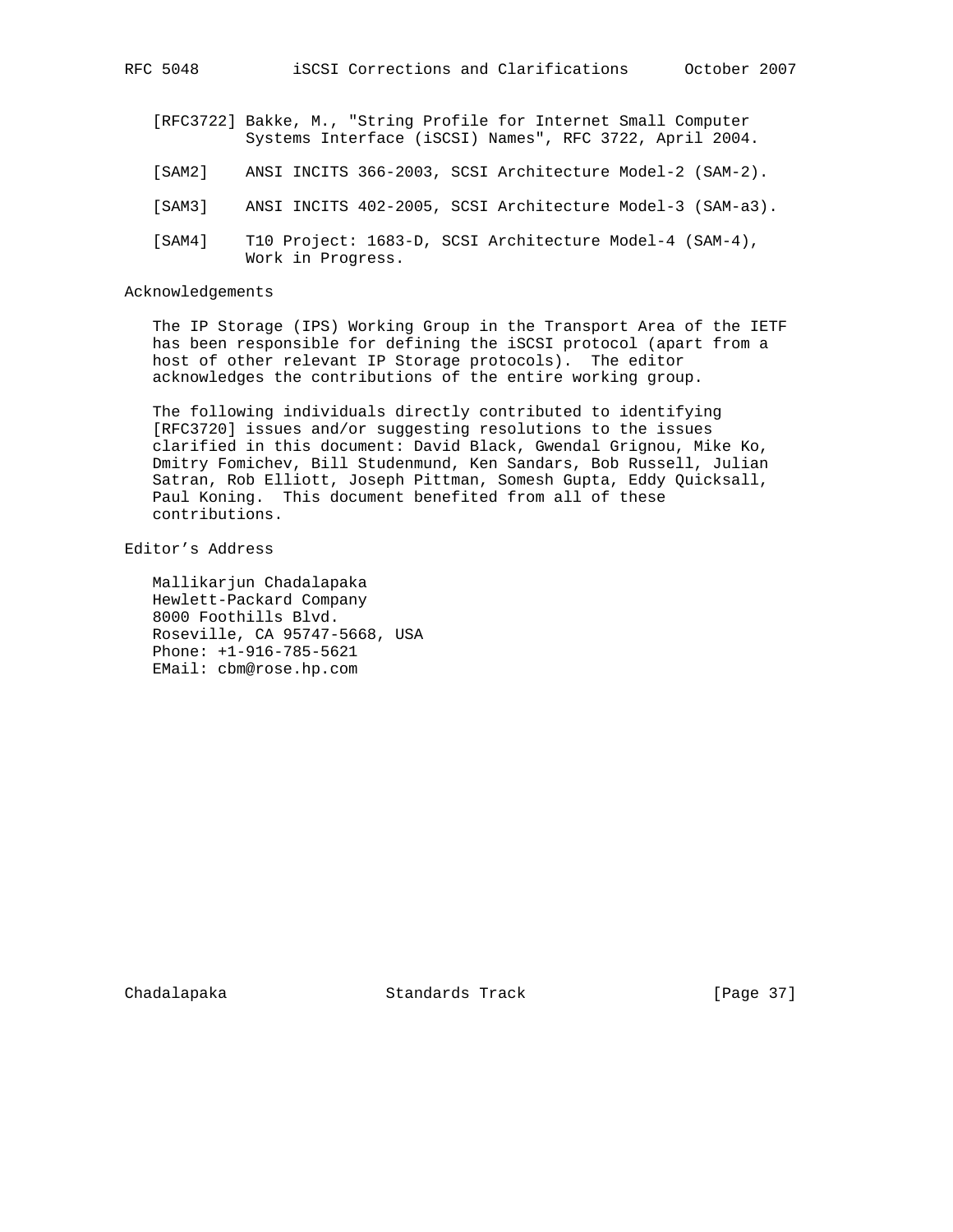[RFC3722] Bakke, M., "String Profile for Internet Small Computer Systems Interface (iSCSI) Names", RFC 3722, April 2004.

[SAM2] ANSI INCITS 366-2003, SCSI Architecture Model-2 (SAM-2).

[SAM3] ANSI INCITS 402-2005, SCSI Architecture Model-3 (SAM-a3).

[SAM4] T10 Project: 1683-D, SCSI Architecture Model-4 (SAM-4), Work in Progress.

## Acknowledgements

The IP Storage (IPS) Working Group in the Transport Area of the IETF has been responsible for defining the iSCSI protocol (apart from a host of other relevant IP Storage protocols). The editor acknowledges the contributions of the entire working group.

The following individuals directly contributed to identifying [RFC3720] issues and/or suggesting resolutions to the issues clarified in this document: David Black, Gwendal Grignou, Mike Ko, Dmitry Fomichev, Bill Studenmund, Ken Sandars, Bob Russell, Julian Satran, Rob Elliott, Joseph Pittman, Somesh Gupta, Eddy Quicksall, Paul Koning. This document benefited from all of these contributions.

## Editor's Address

Mallikarjun Chadalapaka
Hewlett-Packard Company
8000 Foothills Blvd.
Roseville, CA 95747-5668, USA
Phone: +1-916-785-5621
EMail: cbm@rose.hp.com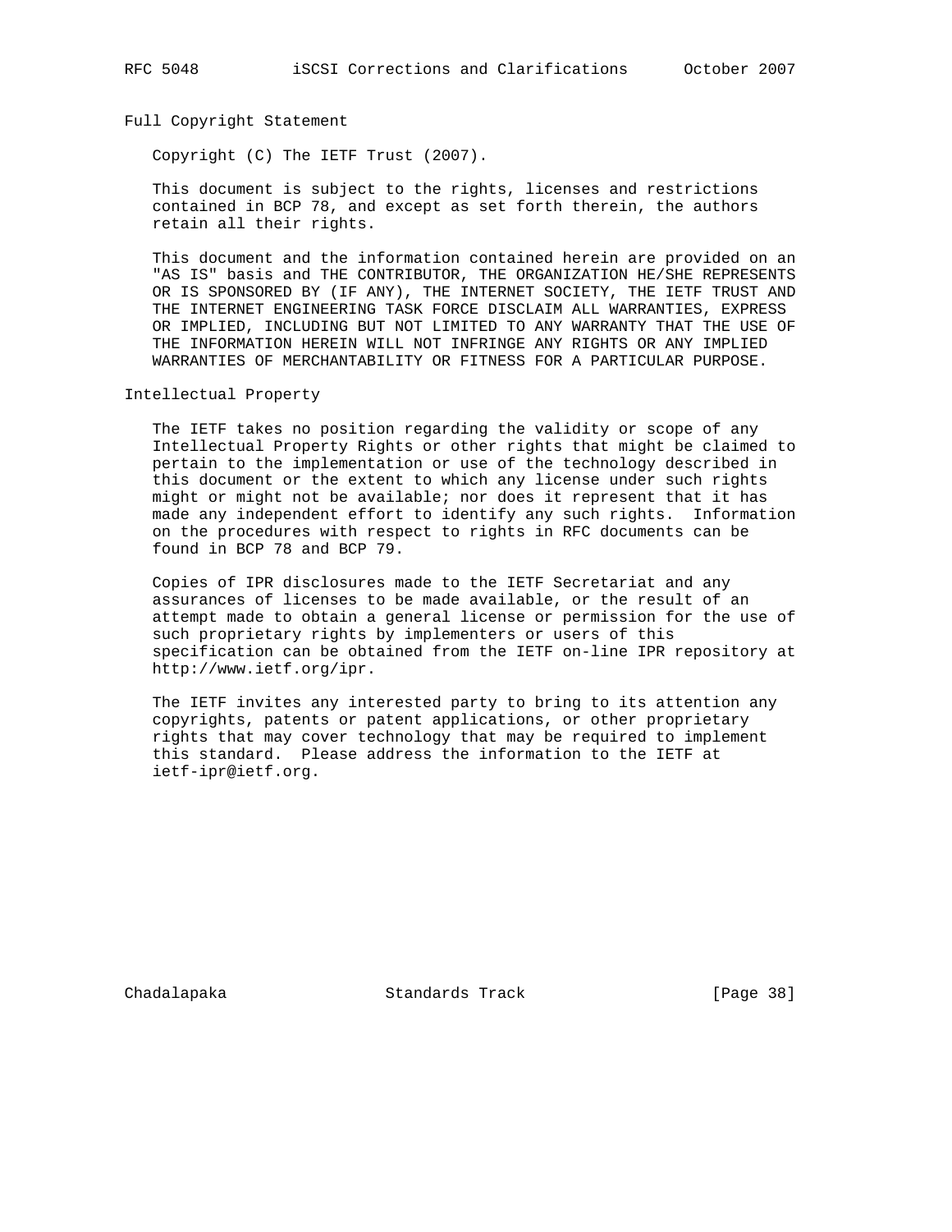## Full Copyright Statement

Copyright (C) The IETF Trust (2007).

This document is subject to the rights, licenses and restrictions contained in BCP 78, and except as set forth therein, the authors retain all their rights.

This document and the information contained herein are provided on an "AS IS" basis and THE CONTRIBUTOR, THE ORGANIZATION HE/SHE REPRESENTS OR IS SPONSORED BY (IF ANY), THE INTERNET SOCIETY, THE IETF TRUST AND THE INTERNET ENGINEERING TASK FORCE DISCLAIM ALL WARRANTIES, EXPRESS OR IMPLIED, INCLUDING BUT NOT LIMITED TO ANY WARRANTY THAT THE USE OF THE INFORMATION HEREIN WILL NOT INFRINGE ANY RIGHTS OR ANY IMPLIED WARRANTIES OF MERCHANTABILITY OR FITNESS FOR A PARTICULAR PURPOSE.

## Intellectual Property

The IETF takes no position regarding the validity or scope of any Intellectual Property Rights or other rights that might be claimed to pertain to the implementation or use of the technology described in this document or the extent to which any license under such rights might or might not be available; nor does it represent that it has made any independent effort to identify any such rights. Information on the procedures with respect to rights in RFC documents can be found in BCP 78 and BCP 79.

Copies of IPR disclosures made to the IETF Secretariat and any assurances of licenses to be made available, or the result of an attempt made to obtain a general license or permission for the use of such proprietary rights by implementers or users of this specification can be obtained from the IETF on-line IPR repository at http://www.ietf.org/ipr.

The IETF invites any interested party to bring to its attention any copyrights, patents or patent applications, or other proprietary rights that may cover technology that may be required to implement this standard. Please address the information to the IETF at ietf-ipr@ietf.org.